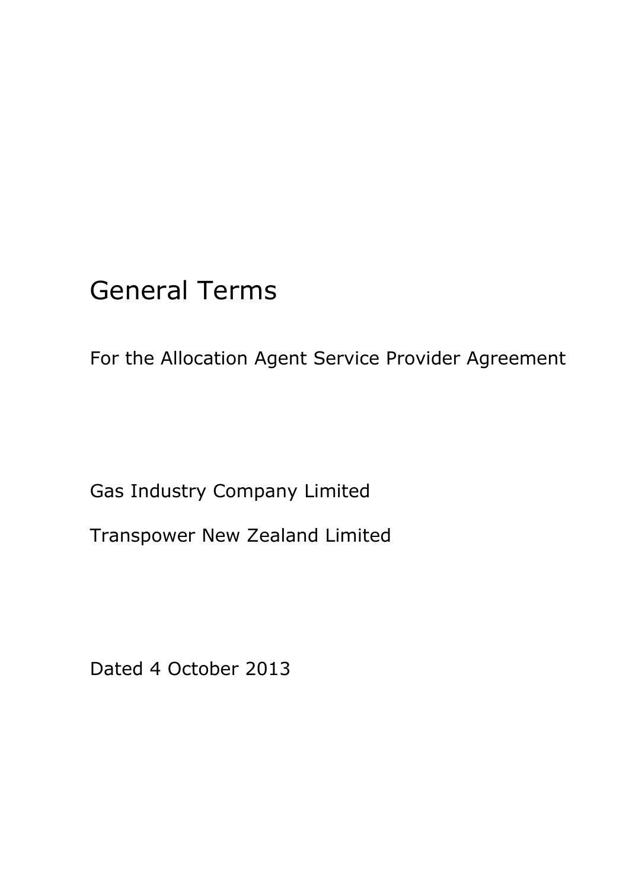# General Terms

For the Allocation Agent Service Provider Agreement

Gas Industry Company Limited

Transpower New Zealand Limited

Dated 4 October 2013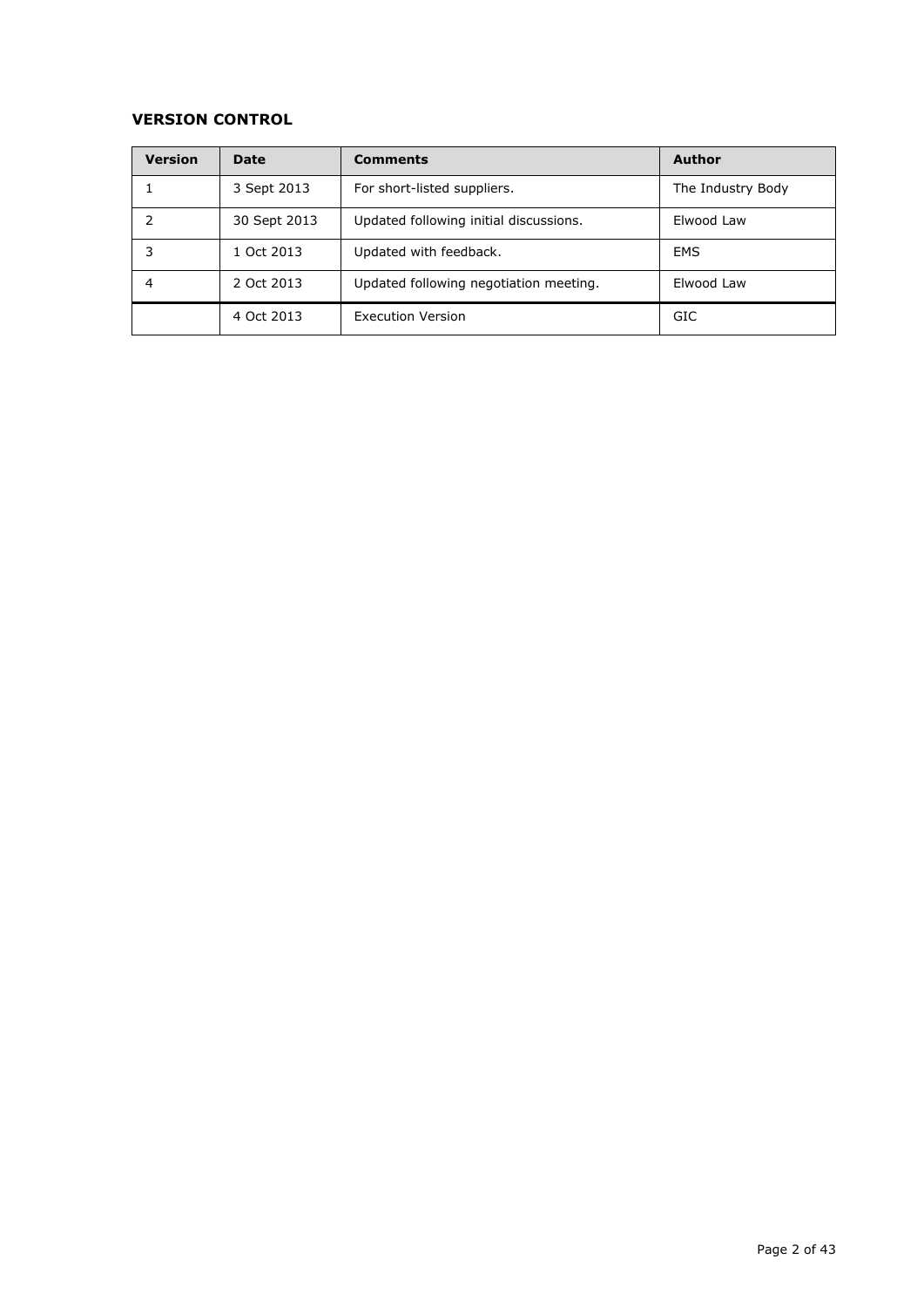**VERSION CONTROL**

| Version | Date | Comments | Author |
|---|---|---|---|
| 1 | 3 Sept 2013 | For short-listed suppliers. | The Industry Body |
| 2 | 30 Sept 2013 | Updated following initial discussions. | Elwood Law |
| 3 | 1 Oct 2013 | Updated with feedback. | EMS |
| 4 | 2 Oct 2013 | Updated following negotiation meeting. | Elwood Law |
| | 4 Oct 2013 | Execution Version | GIC |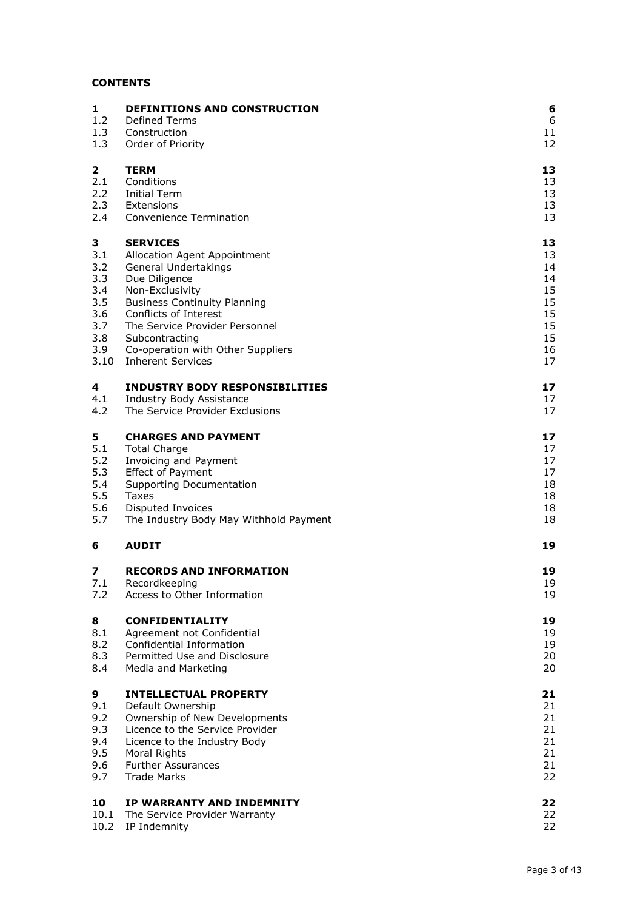**CONTENTS**

| | | |
|---|---|---|
| **1** | **DEFINITIONS AND CONSTRUCTION** | **6** |
| 1.2 | Defined Terms | 6 |
| 1.3 | Construction | 11 |
| 1.3 | Order of Priority | 12 |
| **2** | **TERM** | **13** |
| 2.1 | Conditions | 13 |
| 2.2 | Initial Term | 13 |
| 2.3 | Extensions | 13 |
| 2.4 | Convenience Termination | 13 |
| **3** | **SERVICES** | **13** |
| 3.1 | Allocation Agent Appointment | 13 |
| 3.2 | General Undertakings | 14 |
| 3.3 | Due Diligence | 14 |
| 3.4 | Non-Exclusivity | 15 |
| 3.5 | Business Continuity Planning | 15 |
| 3.6 | Conflicts of Interest | 15 |
| 3.7 | The Service Provider Personnel | 15 |
| 3.8 | Subcontracting | 15 |
| 3.9 | Co-operation with Other Suppliers | 16 |
| 3.10 | Inherent Services | 17 |
| **4** | **INDUSTRY BODY RESPONSIBILITIES** | **17** |
| 4.1 | Industry Body Assistance | 17 |
| 4.2 | The Service Provider Exclusions | 17 |
| **5** | **CHARGES AND PAYMENT** | **17** |
| 5.1 | Total Charge | 17 |
| 5.2 | Invoicing and Payment | 17 |
| 5.3 | Effect of Payment | 17 |
| 5.4 | Supporting Documentation | 18 |
| 5.5 | Taxes | 18 |
| 5.6 | Disputed Invoices | 18 |
| 5.7 | The Industry Body May Withhold Payment | 18 |
| **6** | **AUDIT** | **19** |
| **7** | **RECORDS AND INFORMATION** | **19** |
| 7.1 | Recordkeeping | 19 |
| 7.2 | Access to Other Information | 19 |
| **8** | **CONFIDENTIALITY** | **19** |
| 8.1 | Agreement not Confidential | 19 |
| 8.2 | Confidential Information | 19 |
| 8.3 | Permitted Use and Disclosure | 20 |
| 8.4 | Media and Marketing | 20 |
| **9** | **INTELLECTUAL PROPERTY** | **21** |
| 9.1 | Default Ownership | 21 |
| 9.2 | Ownership of New Developments | 21 |
| 9.3 | Licence to the Service Provider | 21 |
| 9.4 | Licence to the Industry Body | 21 |
| 9.5 | Moral Rights | 21 |
| 9.6 | Further Assurances | 21 |
| 9.7 | Trade Marks | 22 |
| **10** | **IP WARRANTY AND INDEMNITY** | **22** |
| 10.1 | The Service Provider Warranty | 22 |
| 10.2 | IP Indemnity | 22 |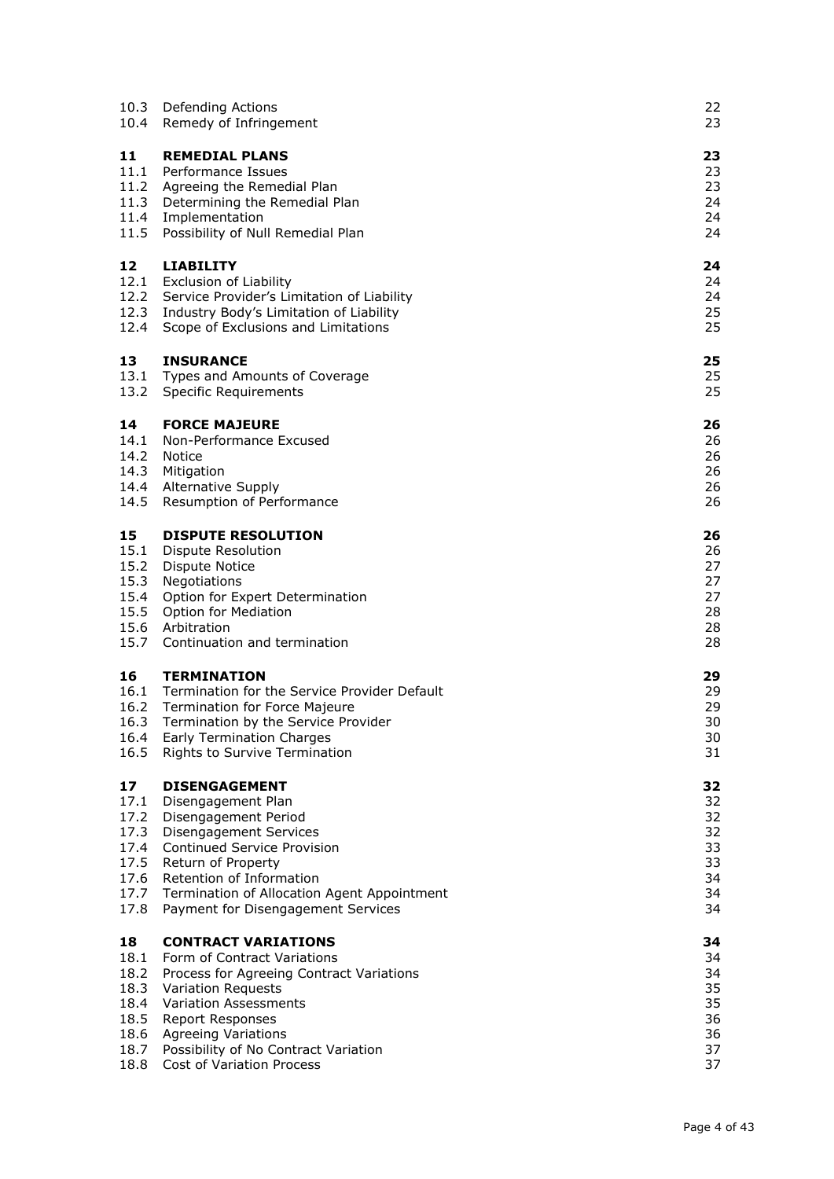| | | |
|---|---|---|
| 10.3 | Defending Actions | 22 |
| 10.4 | Remedy of Infringement | 23 |
| **11** | **REMEDIAL PLANS** | **23** |
| 11.1 | Performance Issues | 23 |
| 11.2 | Agreeing the Remedial Plan | 23 |
| 11.3 | Determining the Remedial Plan | 24 |
| 11.4 | Implementation | 24 |
| 11.5 | Possibility of Null Remedial Plan | 24 |
| **12** | **LIABILITY** | **24** |
| 12.1 | Exclusion of Liability | 24 |
| 12.2 | Service Provider's Limitation of Liability | 24 |
| 12.3 | Industry Body's Limitation of Liability | 25 |
| 12.4 | Scope of Exclusions and Limitations | 25 |
| **13** | **INSURANCE** | **25** |
| 13.1 | Types and Amounts of Coverage | 25 |
| 13.2 | Specific Requirements | 25 |
| **14** | **FORCE MAJEURE** | **26** |
| 14.1 | Non-Performance Excused | 26 |
| 14.2 | Notice | 26 |
| 14.3 | Mitigation | 26 |
| 14.4 | Alternative Supply | 26 |
| 14.5 | Resumption of Performance | 26 |
| **15** | **DISPUTE RESOLUTION** | **26** |
| 15.1 | Dispute Resolution | 26 |
| 15.2 | Dispute Notice | 27 |
| 15.3 | Negotiations | 27 |
| 15.4 | Option for Expert Determination | 27 |
| 15.5 | Option for Mediation | 28 |
| 15.6 | Arbitration | 28 |
| 15.7 | Continuation and termination | 28 |
| **16** | **TERMINATION** | **29** |
| 16.1 | Termination for the Service Provider Default | 29 |
| 16.2 | Termination for Force Majeure | 29 |
| 16.3 | Termination by the Service Provider | 30 |
| 16.4 | Early Termination Charges | 30 |
| 16.5 | Rights to Survive Termination | 31 |
| **17** | **DISENGAGEMENT** | **32** |
| 17.1 | Disengagement Plan | 32 |
| 17.2 | Disengagement Period | 32 |
| 17.3 | Disengagement Services | 32 |
| 17.4 | Continued Service Provision | 33 |
| 17.5 | Return of Property | 33 |
| 17.6 | Retention of Information | 34 |
| 17.7 | Termination of Allocation Agent Appointment | 34 |
| 17.8 | Payment for Disengagement Services | 34 |
| **18** | **CONTRACT VARIATIONS** | **34** |
| 18.1 | Form of Contract Variations | 34 |
| 18.2 | Process for Agreeing Contract Variations | 34 |
| 18.3 | Variation Requests | 35 |
| 18.4 | Variation Assessments | 35 |
| 18.5 | Report Responses | 36 |
| 18.6 | Agreeing Variations | 36 |
| 18.7 | Possibility of No Contract Variation | 37 |
| 18.8 | Cost of Variation Process | 37 |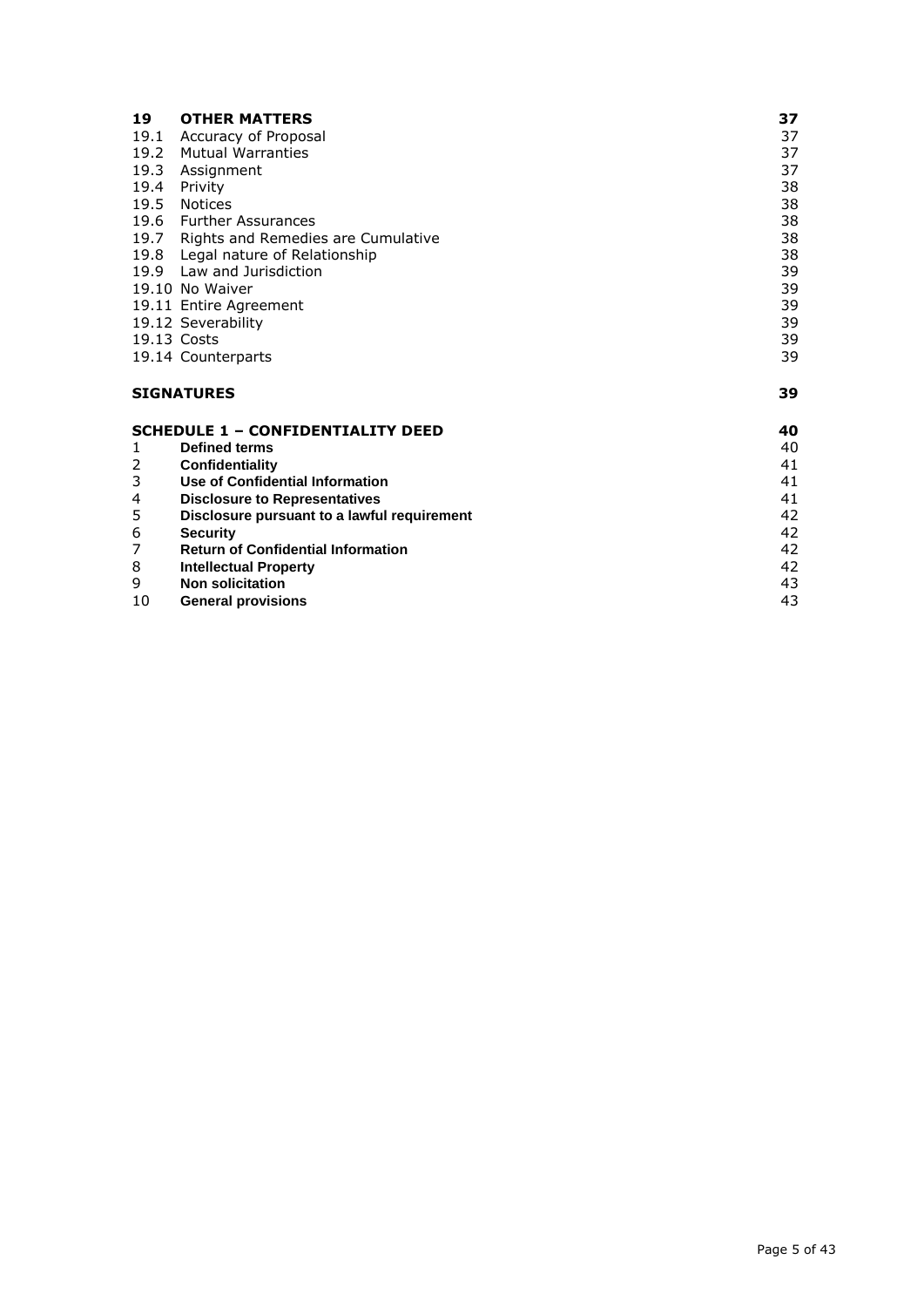| | | |
|---|---|---|
| **19** | **OTHER MATTERS** | **37** |
| 19.1 | Accuracy of Proposal | 37 |
| 19.2 | Mutual Warranties | 37 |
| 19.3 | Assignment | 37 |
| 19.4 | Privity | 38 |
| 19.5 | Notices | 38 |
| 19.6 | Further Assurances | 38 |
| 19.7 | Rights and Remedies are Cumulative | 38 |
| 19.8 | Legal nature of Relationship | 38 |
| 19.9 | Law and Jurisdiction | 39 |
| 19.10 | No Waiver | 39 |
| 19.11 | Entire Agreement | 39 |
| 19.12 | Severability | 39 |
| 19.13 | Costs | 39 |
| 19.14 | Counterparts | 39 |
| | **SIGNATURES** | **39** |
| | **SCHEDULE 1 – CONFIDENTIALITY DEED** | **40** |
| 1 | **Defined terms** | 40 |
| 2 | **Confidentiality** | 41 |
| 3 | **Use of Confidential Information** | 41 |
| 4 | **Disclosure to Representatives** | 41 |
| 5 | **Disclosure pursuant to a lawful requirement** | 42 |
| 6 | **Security** | 42 |
| 7 | **Return of Confidential Information** | 42 |
| 8 | **Intellectual Property** | 42 |
| 9 | **Non solicitation** | 43 |
| 10 | **General provisions** | 43 |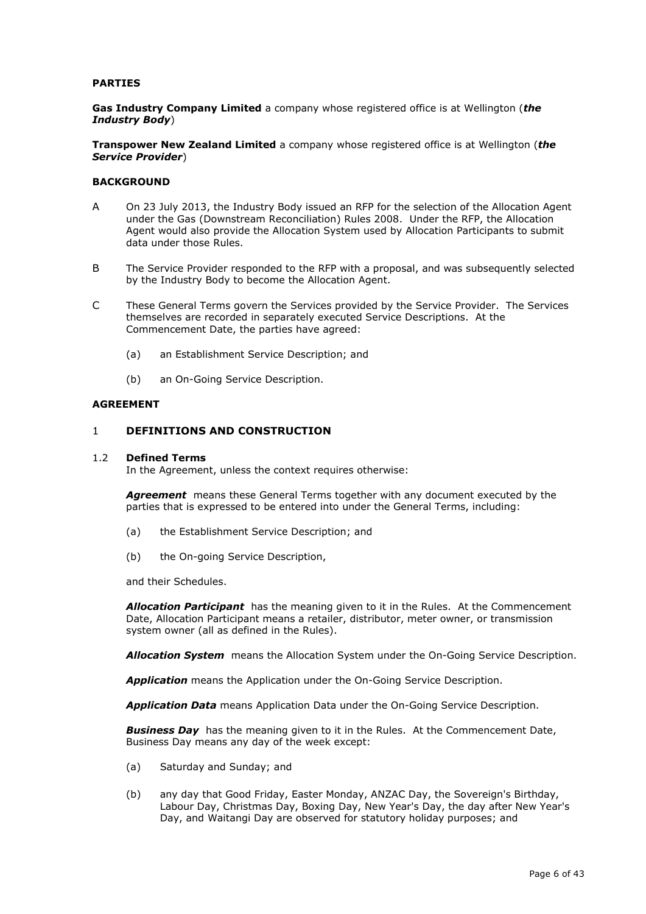**PARTIES**

**Gas Industry Company Limited** a company whose registered office is at Wellington (***the Industry Body***)

**Transpower New Zealand Limited** a company whose registered office is at Wellington (***the Service Provider***)

**BACKGROUND**

A On 23 July 2013, the Industry Body issued an RFP for the selection of the Allocation Agent under the Gas (Downstream Reconciliation) Rules 2008. Under the RFP, the Allocation Agent would also provide the Allocation System used by Allocation Participants to submit data under those Rules.

B The Service Provider responded to the RFP with a proposal, and was subsequently selected by the Industry Body to become the Allocation Agent.

C These General Terms govern the Services provided by the Service Provider. The Services themselves are recorded in separately executed Service Descriptions. At the Commencement Date, the parties have agreed:

(a) an Establishment Service Description; and

(b) an On-Going Service Description.

**AGREEMENT**

## 1 DEFINITIONS AND CONSTRUCTION

### 1.2 Defined Terms

In the Agreement, unless the context requires otherwise:

***Agreement*** means these General Terms together with any document executed by the parties that is expressed to be entered into under the General Terms, including:

(a) the Establishment Service Description; and

(b) the On-going Service Description,

and their Schedules.

***Allocation Participant*** has the meaning given to it in the Rules. At the Commencement Date, Allocation Participant means a retailer, distributor, meter owner, or transmission system owner (all as defined in the Rules).

***Allocation System*** means the Allocation System under the On-Going Service Description.

***Application*** means the Application under the On-Going Service Description.

***Application Data*** means Application Data under the On-Going Service Description.

***Business Day*** has the meaning given to it in the Rules. At the Commencement Date, Business Day means any day of the week except:

(a) Saturday and Sunday; and

(b) any day that Good Friday, Easter Monday, ANZAC Day, the Sovereign's Birthday, Labour Day, Christmas Day, Boxing Day, New Year's Day, the day after New Year's Day, and Waitangi Day are observed for statutory holiday purposes; and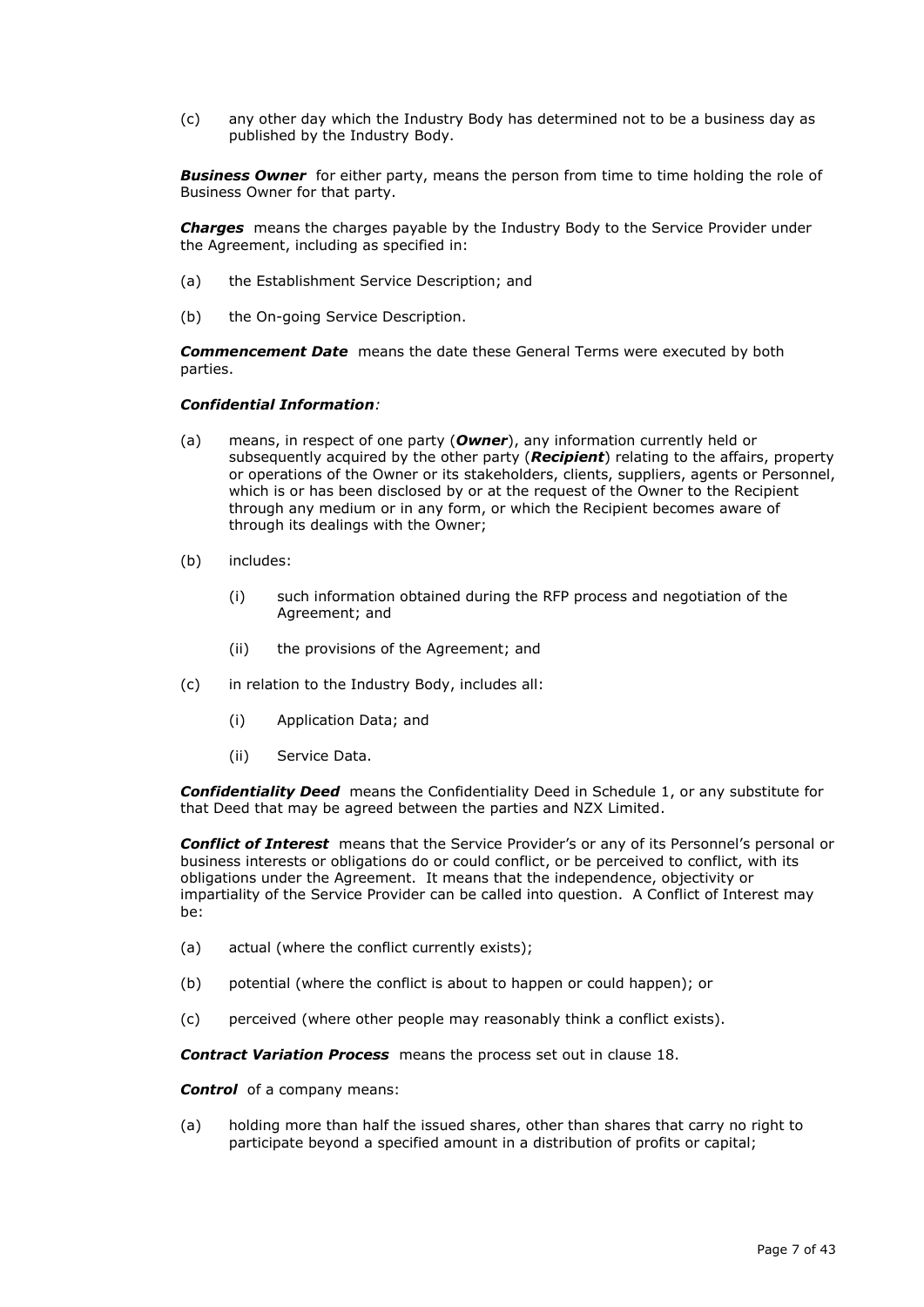(c) any other day which the Industry Body has determined not to be a business day as published by the Industry Body.

***Business Owner*** for either party, means the person from time to time holding the role of Business Owner for that party.

***Charges*** means the charges payable by the Industry Body to the Service Provider under the Agreement, including as specified in:

(a) the Establishment Service Description; and

(b) the On-going Service Description.

***Commencement Date*** means the date these General Terms were executed by both parties.

***Confidential Information****:*

(a) means, in respect of one party (***Owner***), any information currently held or subsequently acquired by the other party (***Recipient***) relating to the affairs, property or operations of the Owner or its stakeholders, clients, suppliers, agents or Personnel, which is or has been disclosed by or at the request of the Owner to the Recipient through any medium or in any form, or which the Recipient becomes aware of through its dealings with the Owner;

(b) includes:

   (i) such information obtained during the RFP process and negotiation of the Agreement; and

   (ii) the provisions of the Agreement; and

(c) in relation to the Industry Body, includes all:

   (i) Application Data; and

   (ii) Service Data.

***Confidentiality Deed*** means the Confidentiality Deed in Schedule 1, or any substitute for that Deed that may be agreed between the parties and NZX Limited.

***Conflict of Interest*** means that the Service Provider's or any of its Personnel's personal or business interests or obligations do or could conflict, or be perceived to conflict, with its obligations under the Agreement. It means that the independence, objectivity or impartiality of the Service Provider can be called into question. A Conflict of Interest may be:

(a) actual (where the conflict currently exists);

(b) potential (where the conflict is about to happen or could happen); or

(c) perceived (where other people may reasonably think a conflict exists).

***Contract Variation Process*** means the process set out in clause 18.

***Control*** of a company means:

(a) holding more than half the issued shares, other than shares that carry no right to participate beyond a specified amount in a distribution of profits or capital;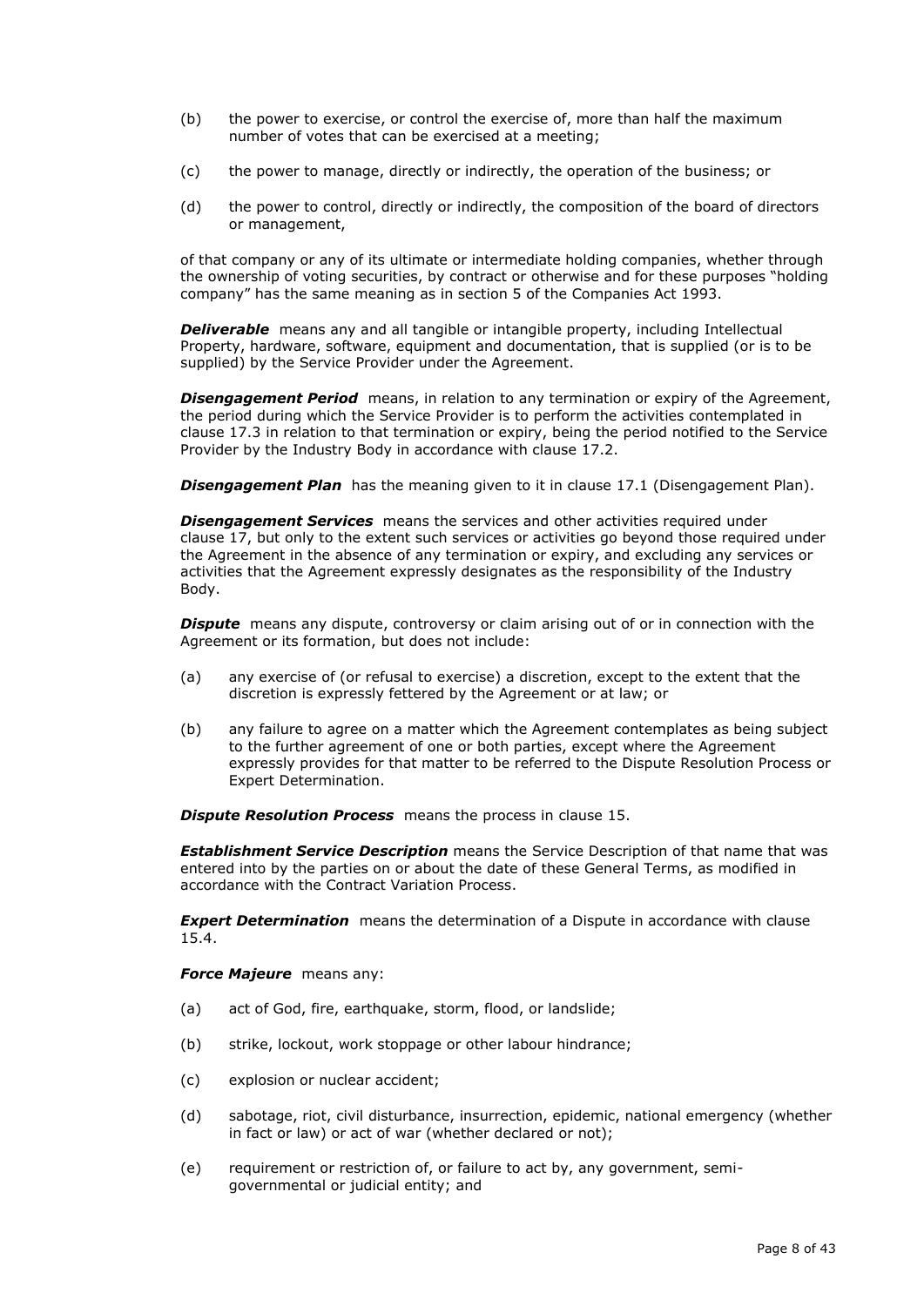(b) the power to exercise, or control the exercise of, more than half the maximum number of votes that can be exercised at a meeting;

(c) the power to manage, directly or indirectly, the operation of the business; or

(d) the power to control, directly or indirectly, the composition of the board of directors or management,

of that company or any of its ultimate or intermediate holding companies, whether through the ownership of voting securities, by contract or otherwise and for these purposes "holding company" has the same meaning as in section 5 of the Companies Act 1993.

***Deliverable*** means any and all tangible or intangible property, including Intellectual Property, hardware, software, equipment and documentation, that is supplied (or is to be supplied) by the Service Provider under the Agreement.

***Disengagement Period*** means, in relation to any termination or expiry of the Agreement, the period during which the Service Provider is to perform the activities contemplated in clause 17.3 in relation to that termination or expiry, being the period notified to the Service Provider by the Industry Body in accordance with clause 17.2.

***Disengagement Plan*** has the meaning given to it in clause 17.1 (Disengagement Plan).

***Disengagement Services*** means the services and other activities required under clause 17, but only to the extent such services or activities go beyond those required under the Agreement in the absence of any termination or expiry, and excluding any services or activities that the Agreement expressly designates as the responsibility of the Industry Body.

***Dispute*** means any dispute, controversy or claim arising out of or in connection with the Agreement or its formation, but does not include:

(a) any exercise of (or refusal to exercise) a discretion, except to the extent that the discretion is expressly fettered by the Agreement or at law; or

(b) any failure to agree on a matter which the Agreement contemplates as being subject to the further agreement of one or both parties, except where the Agreement expressly provides for that matter to be referred to the Dispute Resolution Process or Expert Determination.

***Dispute Resolution Process*** means the process in clause 15.

***Establishment Service Description*** means the Service Description of that name that was entered into by the parties on or about the date of these General Terms, as modified in accordance with the Contract Variation Process.

***Expert Determination*** means the determination of a Dispute in accordance with clause 15.4.

***Force Majeure*** means any:

(a) act of God, fire, earthquake, storm, flood, or landslide;

(b) strike, lockout, work stoppage or other labour hindrance;

(c) explosion or nuclear accident;

(d) sabotage, riot, civil disturbance, insurrection, epidemic, national emergency (whether in fact or law) or act of war (whether declared or not);

(e) requirement or restriction of, or failure to act by, any government, semi-governmental or judicial entity; and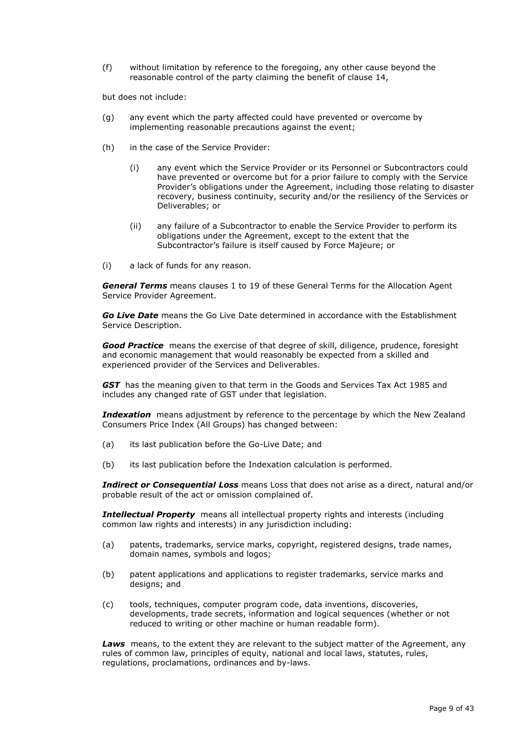(f) without limitation by reference to the foregoing, any other cause beyond the reasonable control of the party claiming the benefit of clause 14,

but does not include:

(g) any event which the party affected could have prevented or overcome by implementing reasonable precautions against the event;

(h) in the case of the Service Provider:

  (i) any event which the Service Provider or its Personnel or Subcontractors could have prevented or overcome but for a prior failure to comply with the Service Provider's obligations under the Agreement, including those relating to disaster recovery, business continuity, security and/or the resiliency of the Services or Deliverables; or

  (ii) any failure of a Subcontractor to enable the Service Provider to perform its obligations under the Agreement, except to the extent that the Subcontractor's failure is itself caused by Force Majeure; or

(i) a lack of funds for any reason.

***General Terms*** means clauses 1 to 19 of these General Terms for the Allocation Agent Service Provider Agreement.

***Go Live Date*** means the Go Live Date determined in accordance with the Establishment Service Description.

***Good Practice*** means the exercise of that degree of skill, diligence, prudence, foresight and economic management that would reasonably be expected from a skilled and experienced provider of the Services and Deliverables.

***GST*** has the meaning given to that term in the Goods and Services Tax Act 1985 and includes any changed rate of GST under that legislation.

***Indexation*** means adjustment by reference to the percentage by which the New Zealand Consumers Price Index (All Groups) has changed between:

(a) its last publication before the Go-Live Date; and

(b) its last publication before the Indexation calculation is performed.

***Indirect or Consequential Loss*** means Loss that does not arise as a direct, natural and/or probable result of the act or omission complained of.

***Intellectual Property*** means all intellectual property rights and interests (including common law rights and interests) in any jurisdiction including:

(a) patents, trademarks, service marks, copyright, registered designs, trade names, domain names, symbols and logos;

(b) patent applications and applications to register trademarks, service marks and designs; and

(c) tools, techniques, computer program code, data inventions, discoveries, developments, trade secrets, information and logical sequences (whether or not reduced to writing or other machine or human readable form).

***Laws*** means, to the extent they are relevant to the subject matter of the Agreement, any rules of common law, principles of equity, national and local laws, statutes, rules, regulations, proclamations, ordinances and by-laws.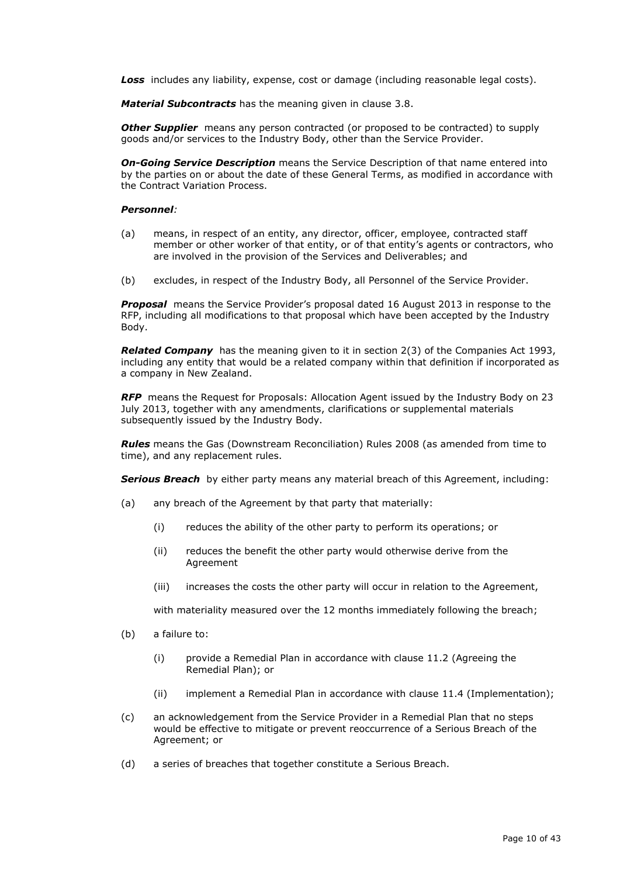***Loss*** includes any liability, expense, cost or damage (including reasonable legal costs).

***Material Subcontracts*** has the meaning given in clause 3.8.

***Other Supplier*** means any person contracted (or proposed to be contracted) to supply goods and/or services to the Industry Body, other than the Service Provider.

***On-Going Service Description*** means the Service Description of that name entered into by the parties on or about the date of these General Terms, as modified in accordance with the Contract Variation Process.

***Personnel***:

(a) means, in respect of an entity, any director, officer, employee, contracted staff member or other worker of that entity, or of that entity's agents or contractors, who are involved in the provision of the Services and Deliverables; and

(b) excludes, in respect of the Industry Body, all Personnel of the Service Provider.

***Proposal*** means the Service Provider's proposal dated 16 August 2013 in response to the RFP, including all modifications to that proposal which have been accepted by the Industry Body.

***Related Company*** has the meaning given to it in section 2(3) of the Companies Act 1993, including any entity that would be a related company within that definition if incorporated as a company in New Zealand.

***RFP*** means the Request for Proposals: Allocation Agent issued by the Industry Body on 23 July 2013, together with any amendments, clarifications or supplemental materials subsequently issued by the Industry Body.

***Rules*** means the Gas (Downstream Reconciliation) Rules 2008 (as amended from time to time), and any replacement rules.

***Serious Breach*** by either party means any material breach of this Agreement, including:

(a) any breach of the Agreement by that party that materially:

   (i) reduces the ability of the other party to perform its operations; or

   (ii) reduces the benefit the other party would otherwise derive from the Agreement

   (iii) increases the costs the other party will occur in relation to the Agreement,

   with materiality measured over the 12 months immediately following the breach;

(b) a failure to:

   (i) provide a Remedial Plan in accordance with clause 11.2 (Agreeing the Remedial Plan); or

   (ii) implement a Remedial Plan in accordance with clause 11.4 (Implementation);

(c) an acknowledgement from the Service Provider in a Remedial Plan that no steps would be effective to mitigate or prevent reoccurrence of a Serious Breach of the Agreement; or

(d) a series of breaches that together constitute a Serious Breach.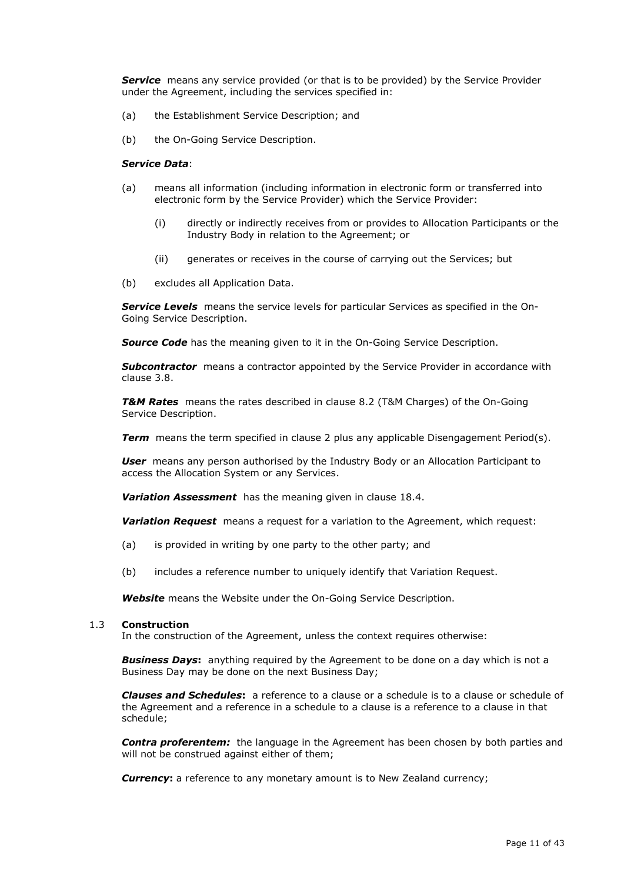***Service*** means any service provided (or that is to be provided) by the Service Provider under the Agreement, including the services specified in:

(a) the Establishment Service Description; and

(b) the On-Going Service Description.

***Service Data***:

(a) means all information (including information in electronic form or transferred into electronic form by the Service Provider) which the Service Provider:

  (i) directly or indirectly receives from or provides to Allocation Participants or the Industry Body in relation to the Agreement; or

  (ii) generates or receives in the course of carrying out the Services; but

(b) excludes all Application Data.

***Service Levels*** means the service levels for particular Services as specified in the On-Going Service Description.

***Source Code*** has the meaning given to it in the On-Going Service Description.

***Subcontractor*** means a contractor appointed by the Service Provider in accordance with clause 3.8.

***T&M Rates*** means the rates described in clause 8.2 (T&M Charges) of the On-Going Service Description.

***Term*** means the term specified in clause 2 plus any applicable Disengagement Period(s).

***User*** means any person authorised by the Industry Body or an Allocation Participant to access the Allocation System or any Services.

***Variation Assessment*** has the meaning given in clause 18.4.

***Variation Request*** means a request for a variation to the Agreement, which request:

(a) is provided in writing by one party to the other party; and

(b) includes a reference number to uniquely identify that Variation Request.

***Website*** means the Website under the On-Going Service Description.

### 1.3 Construction

In the construction of the Agreement, unless the context requires otherwise:

***Business Days*:** anything required by the Agreement to be done on a day which is not a Business Day may be done on the next Business Day;

***Clauses and Schedules*:** a reference to a clause or a schedule is to a clause or schedule of the Agreement and a reference in a schedule to a clause is a reference to a clause in that schedule;

***Contra proferentem:*** the language in the Agreement has been chosen by both parties and will not be construed against either of them;

***Currency*:** a reference to any monetary amount is to New Zealand currency;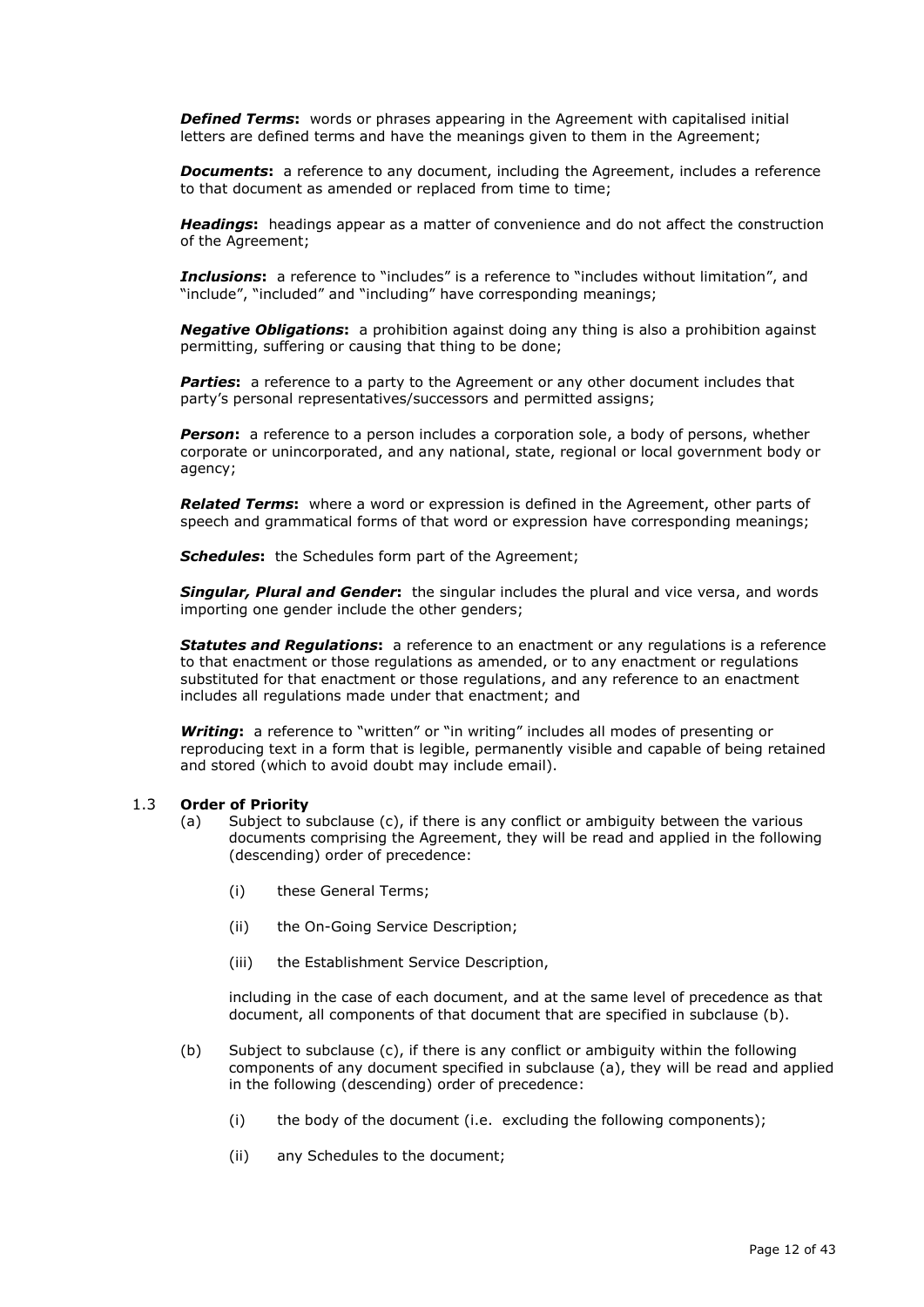***Defined Terms*****:** words or phrases appearing in the Agreement with capitalised initial letters are defined terms and have the meanings given to them in the Agreement;

***Documents*****:** a reference to any document, including the Agreement, includes a reference to that document as amended or replaced from time to time;

***Headings*****:** headings appear as a matter of convenience and do not affect the construction of the Agreement;

***Inclusions*****:** a reference to "includes" is a reference to "includes without limitation", and "include", "included" and "including" have corresponding meanings;

***Negative Obligations*****:** a prohibition against doing any thing is also a prohibition against permitting, suffering or causing that thing to be done;

***Parties*****:** a reference to a party to the Agreement or any other document includes that party's personal representatives/successors and permitted assigns;

***Person*****:** a reference to a person includes a corporation sole, a body of persons, whether corporate or unincorporated, and any national, state, regional or local government body or agency;

***Related Terms*****:** where a word or expression is defined in the Agreement, other parts of speech and grammatical forms of that word or expression have corresponding meanings;

***Schedules*****:** the Schedules form part of the Agreement;

***Singular, Plural and Gender*****:** the singular includes the plural and vice versa, and words importing one gender include the other genders;

***Statutes and Regulations*****:** a reference to an enactment or any regulations is a reference to that enactment or those regulations as amended, or to any enactment or regulations substituted for that enactment or those regulations, and any reference to an enactment includes all regulations made under that enactment; and

***Writing*****:** a reference to "written" or "in writing" includes all modes of presenting or reproducing text in a form that is legible, permanently visible and capable of being retained and stored (which to avoid doubt may include email).

1.3 **Order of Priority**

(a) Subject to subclause (c), if there is any conflict or ambiguity between the various documents comprising the Agreement, they will be read and applied in the following (descending) order of precedence:

   (i) these General Terms;

   (ii) the On-Going Service Description;

   (iii) the Establishment Service Description,

   including in the case of each document, and at the same level of precedence as that document, all components of that document that are specified in subclause (b).

(b) Subject to subclause (c), if there is any conflict or ambiguity within the following components of any document specified in subclause (a), they will be read and applied in the following (descending) order of precedence:

   (i) the body of the document (i.e. excluding the following components);

   (ii) any Schedules to the document;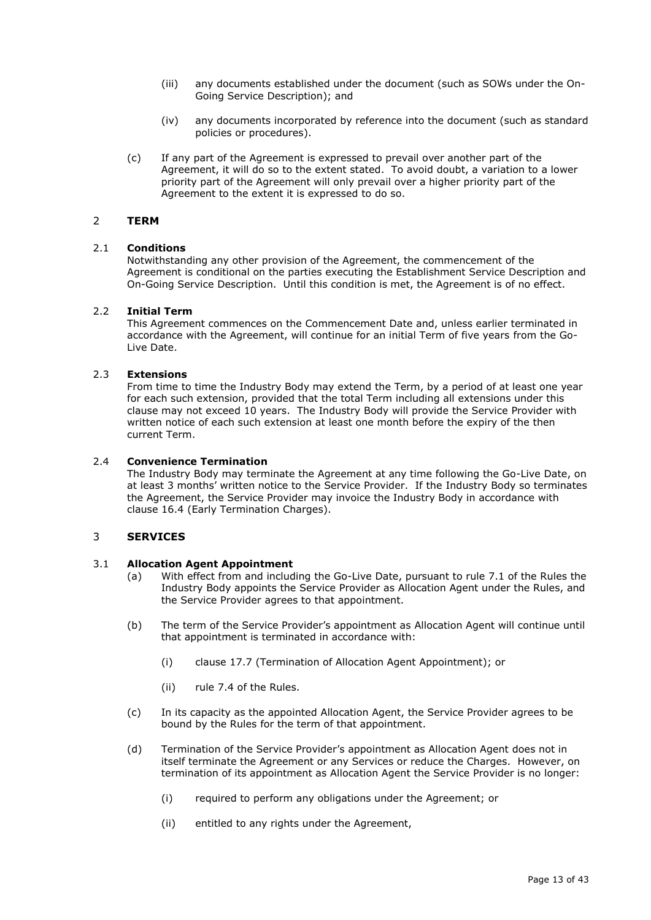(iii) any documents established under the document (such as SOWs under the On-Going Service Description); and

(iv) any documents incorporated by reference into the document (such as standard policies or procedures).

(c) If any part of the Agreement is expressed to prevail over another part of the Agreement, it will do so to the extent stated. To avoid doubt, a variation to a lower priority part of the Agreement will only prevail over a higher priority part of the Agreement to the extent it is expressed to do so.

## 2 TERM

### 2.1 Conditions

Notwithstanding any other provision of the Agreement, the commencement of the Agreement is conditional on the parties executing the Establishment Service Description and On-Going Service Description. Until this condition is met, the Agreement is of no effect.

### 2.2 Initial Term

This Agreement commences on the Commencement Date and, unless earlier terminated in accordance with the Agreement, will continue for an initial Term of five years from the Go-Live Date.

### 2.3 Extensions

From time to time the Industry Body may extend the Term, by a period of at least one year for each such extension, provided that the total Term including all extensions under this clause may not exceed 10 years. The Industry Body will provide the Service Provider with written notice of each such extension at least one month before the expiry of the then current Term.

### 2.4 Convenience Termination

The Industry Body may terminate the Agreement at any time following the Go-Live Date, on at least 3 months' written notice to the Service Provider. If the Industry Body so terminates the Agreement, the Service Provider may invoice the Industry Body in accordance with clause 16.4 (Early Termination Charges).

## 3 SERVICES

### 3.1 Allocation Agent Appointment

(a) With effect from and including the Go-Live Date, pursuant to rule 7.1 of the Rules the Industry Body appoints the Service Provider as Allocation Agent under the Rules, and the Service Provider agrees to that appointment.

(b) The term of the Service Provider's appointment as Allocation Agent will continue until that appointment is terminated in accordance with:

(i) clause 17.7 (Termination of Allocation Agent Appointment); or

(ii) rule 7.4 of the Rules.

(c) In its capacity as the appointed Allocation Agent, the Service Provider agrees to be bound by the Rules for the term of that appointment.

(d) Termination of the Service Provider's appointment as Allocation Agent does not in itself terminate the Agreement or any Services or reduce the Charges. However, on termination of its appointment as Allocation Agent the Service Provider is no longer:

(i) required to perform any obligations under the Agreement; or

(ii) entitled to any rights under the Agreement,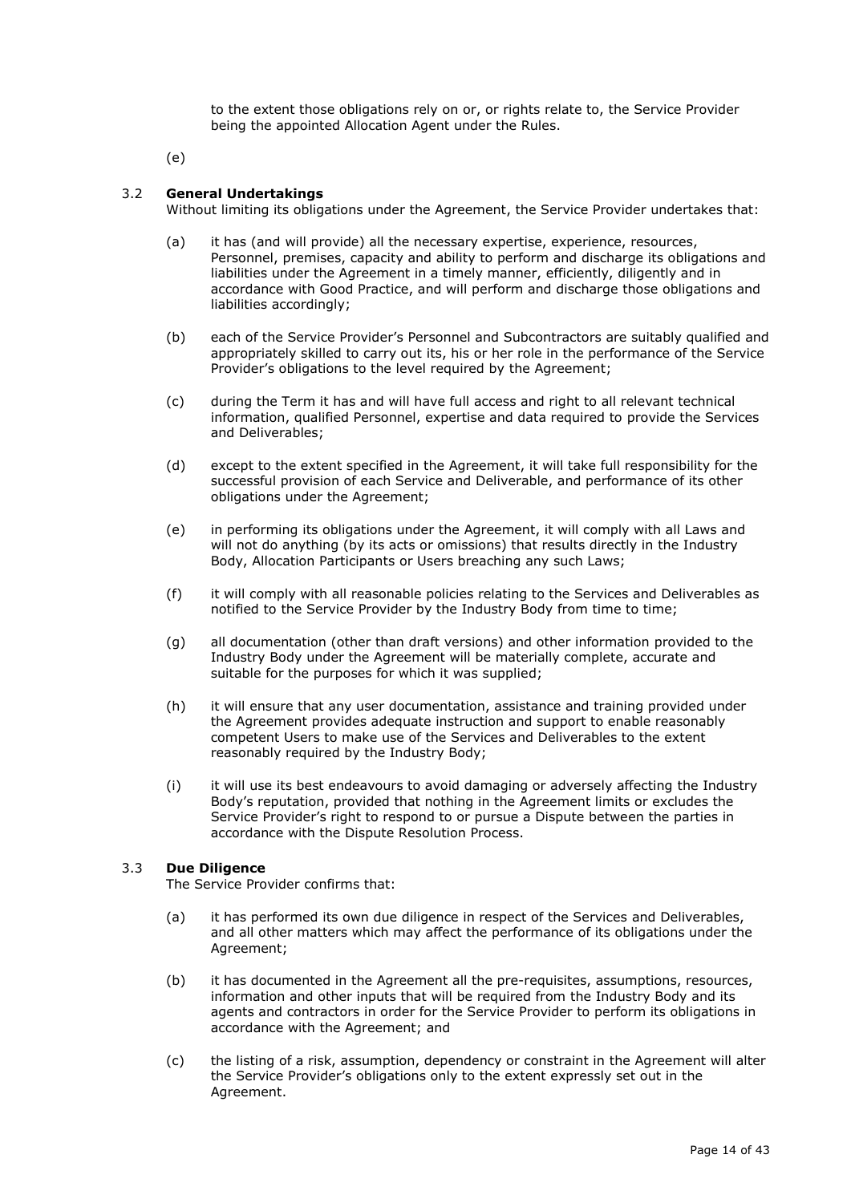to the extent those obligations rely on or, or rights relate to, the Service Provider being the appointed Allocation Agent under the Rules.

(e)

### 3.2 General Undertakings

Without limiting its obligations under the Agreement, the Service Provider undertakes that:

(a) it has (and will provide) all the necessary expertise, experience, resources, Personnel, premises, capacity and ability to perform and discharge its obligations and liabilities under the Agreement in a timely manner, efficiently, diligently and in accordance with Good Practice, and will perform and discharge those obligations and liabilities accordingly;

(b) each of the Service Provider's Personnel and Subcontractors are suitably qualified and appropriately skilled to carry out its, his or her role in the performance of the Service Provider's obligations to the level required by the Agreement;

(c) during the Term it has and will have full access and right to all relevant technical information, qualified Personnel, expertise and data required to provide the Services and Deliverables;

(d) except to the extent specified in the Agreement, it will take full responsibility for the successful provision of each Service and Deliverable, and performance of its other obligations under the Agreement;

(e) in performing its obligations under the Agreement, it will comply with all Laws and will not do anything (by its acts or omissions) that results directly in the Industry Body, Allocation Participants or Users breaching any such Laws;

(f) it will comply with all reasonable policies relating to the Services and Deliverables as notified to the Service Provider by the Industry Body from time to time;

(g) all documentation (other than draft versions) and other information provided to the Industry Body under the Agreement will be materially complete, accurate and suitable for the purposes for which it was supplied;

(h) it will ensure that any user documentation, assistance and training provided under the Agreement provides adequate instruction and support to enable reasonably competent Users to make use of the Services and Deliverables to the extent reasonably required by the Industry Body;

(i) it will use its best endeavours to avoid damaging or adversely affecting the Industry Body's reputation, provided that nothing in the Agreement limits or excludes the Service Provider's right to respond to or pursue a Dispute between the parties in accordance with the Dispute Resolution Process.

### 3.3 Due Diligence

The Service Provider confirms that:

(a) it has performed its own due diligence in respect of the Services and Deliverables, and all other matters which may affect the performance of its obligations under the Agreement;

(b) it has documented in the Agreement all the pre-requisites, assumptions, resources, information and other inputs that will be required from the Industry Body and its agents and contractors in order for the Service Provider to perform its obligations in accordance with the Agreement; and

(c) the listing of a risk, assumption, dependency or constraint in the Agreement will alter the Service Provider's obligations only to the extent expressly set out in the Agreement.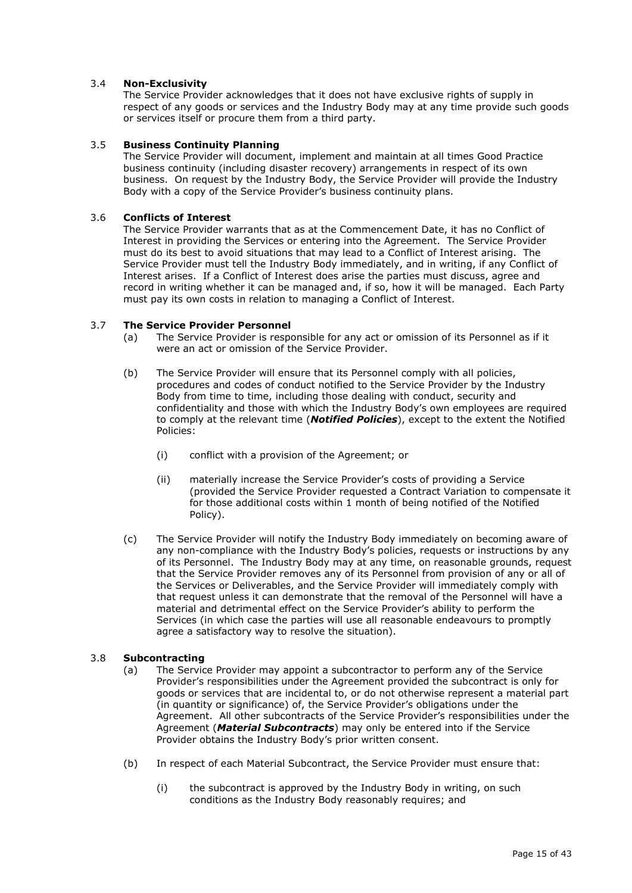### 3.4 Non-Exclusivity

The Service Provider acknowledges that it does not have exclusive rights of supply in respect of any goods or services and the Industry Body may at any time provide such goods or services itself or procure them from a third party.

### 3.5 Business Continuity Planning

The Service Provider will document, implement and maintain at all times Good Practice business continuity (including disaster recovery) arrangements in respect of its own business. On request by the Industry Body, the Service Provider will provide the Industry Body with a copy of the Service Provider's business continuity plans.

### 3.6 Conflicts of Interest

The Service Provider warrants that as at the Commencement Date, it has no Conflict of Interest in providing the Services or entering into the Agreement. The Service Provider must do its best to avoid situations that may lead to a Conflict of Interest arising. The Service Provider must tell the Industry Body immediately, and in writing, if any Conflict of Interest arises. If a Conflict of Interest does arise the parties must discuss, agree and record in writing whether it can be managed and, if so, how it will be managed. Each Party must pay its own costs in relation to managing a Conflict of Interest.

### 3.7 The Service Provider Personnel

(a) The Service Provider is responsible for any act or omission of its Personnel as if it were an act or omission of the Service Provider.

(b) The Service Provider will ensure that its Personnel comply with all policies, procedures and codes of conduct notified to the Service Provider by the Industry Body from time to time, including those dealing with conduct, security and confidentiality and those with which the Industry Body's own employees are required to comply at the relevant time (***Notified Policies***), except to the extent the Notified Policies:

(i) conflict with a provision of the Agreement; or

(ii) materially increase the Service Provider's costs of providing a Service (provided the Service Provider requested a Contract Variation to compensate it for those additional costs within 1 month of being notified of the Notified Policy).

(c) The Service Provider will notify the Industry Body immediately on becoming aware of any non-compliance with the Industry Body's policies, requests or instructions by any of its Personnel. The Industry Body may at any time, on reasonable grounds, request that the Service Provider removes any of its Personnel from provision of any or all of the Services or Deliverables, and the Service Provider will immediately comply with that request unless it can demonstrate that the removal of the Personnel will have a material and detrimental effect on the Service Provider's ability to perform the Services (in which case the parties will use all reasonable endeavours to promptly agree a satisfactory way to resolve the situation).

### 3.8 Subcontracting

(a) The Service Provider may appoint a subcontractor to perform any of the Service Provider's responsibilities under the Agreement provided the subcontract is only for goods or services that are incidental to, or do not otherwise represent a material part (in quantity or significance) of, the Service Provider's obligations under the Agreement. All other subcontracts of the Service Provider's responsibilities under the Agreement (***Material Subcontracts***) may only be entered into if the Service Provider obtains the Industry Body's prior written consent.

(b) In respect of each Material Subcontract, the Service Provider must ensure that:

(i) the subcontract is approved by the Industry Body in writing, on such conditions as the Industry Body reasonably requires; and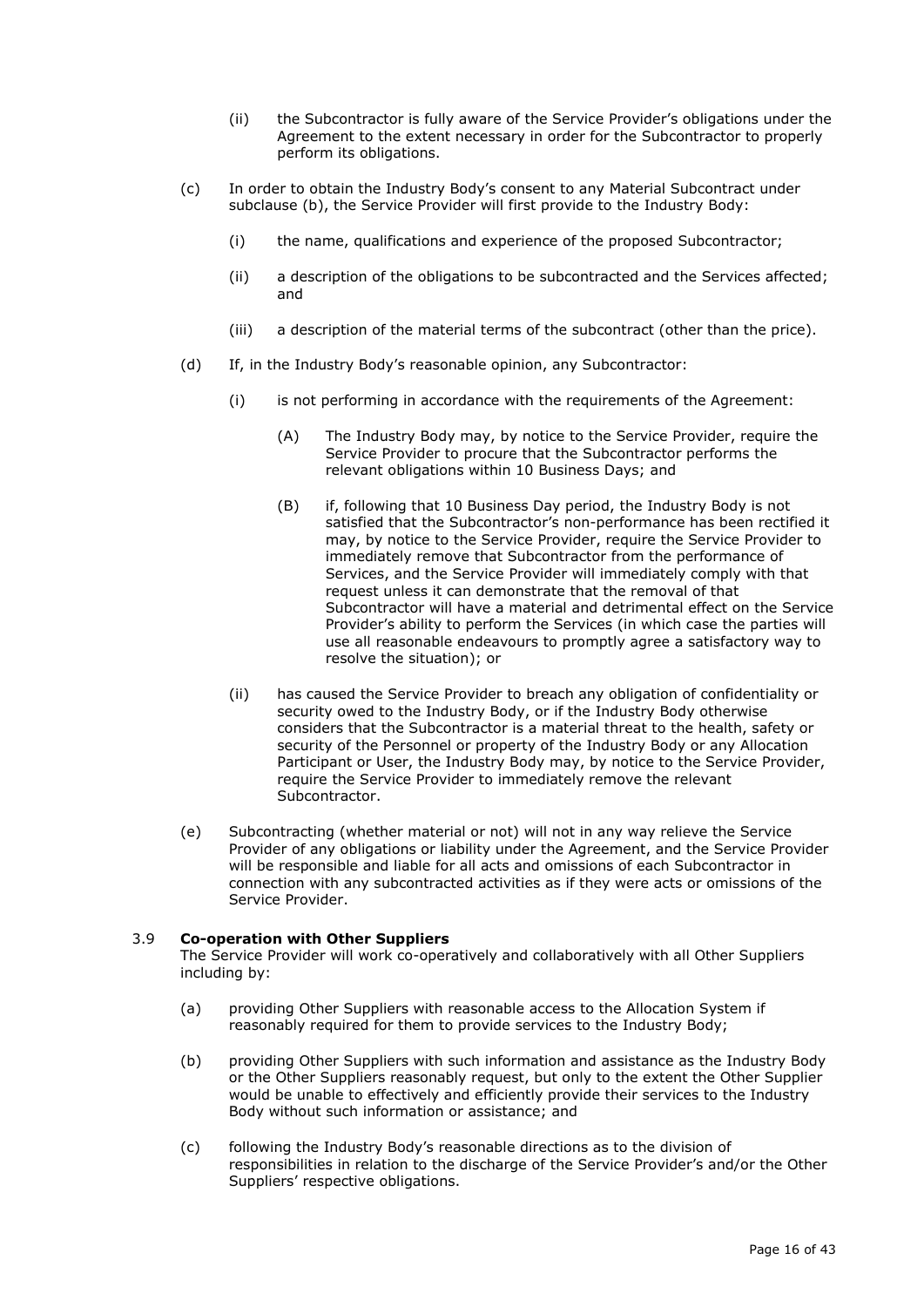(ii) the Subcontractor is fully aware of the Service Provider's obligations under the Agreement to the extent necessary in order for the Subcontractor to properly perform its obligations.

(c) In order to obtain the Industry Body's consent to any Material Subcontract under subclause (b), the Service Provider will first provide to the Industry Body:

(i) the name, qualifications and experience of the proposed Subcontractor;

(ii) a description of the obligations to be subcontracted and the Services affected; and

(iii) a description of the material terms of the subcontract (other than the price).

(d) If, in the Industry Body's reasonable opinion, any Subcontractor:

(i) is not performing in accordance with the requirements of the Agreement:

(A) The Industry Body may, by notice to the Service Provider, require the Service Provider to procure that the Subcontractor performs the relevant obligations within 10 Business Days; and

(B) if, following that 10 Business Day period, the Industry Body is not satisfied that the Subcontractor's non-performance has been rectified it may, by notice to the Service Provider, require the Service Provider to immediately remove that Subcontractor from the performance of Services, and the Service Provider will immediately comply with that request unless it can demonstrate that the removal of that Subcontractor will have a material and detrimental effect on the Service Provider's ability to perform the Services (in which case the parties will use all reasonable endeavours to promptly agree a satisfactory way to resolve the situation); or

(ii) has caused the Service Provider to breach any obligation of confidentiality or security owed to the Industry Body, or if the Industry Body otherwise considers that the Subcontractor is a material threat to the health, safety or security of the Personnel or property of the Industry Body or any Allocation Participant or User, the Industry Body may, by notice to the Service Provider, require the Service Provider to immediately remove the relevant Subcontractor.

(e) Subcontracting (whether material or not) will not in any way relieve the Service Provider of any obligations or liability under the Agreement, and the Service Provider will be responsible and liable for all acts and omissions of each Subcontractor in connection with any subcontracted activities as if they were acts or omissions of the Service Provider.

### 3.9 Co-operation with Other Suppliers

The Service Provider will work co-operatively and collaboratively with all Other Suppliers including by:

(a) providing Other Suppliers with reasonable access to the Allocation System if reasonably required for them to provide services to the Industry Body;

(b) providing Other Suppliers with such information and assistance as the Industry Body or the Other Suppliers reasonably request, but only to the extent the Other Supplier would be unable to effectively and efficiently provide their services to the Industry Body without such information or assistance; and

(c) following the Industry Body's reasonable directions as to the division of responsibilities in relation to the discharge of the Service Provider's and/or the Other Suppliers' respective obligations.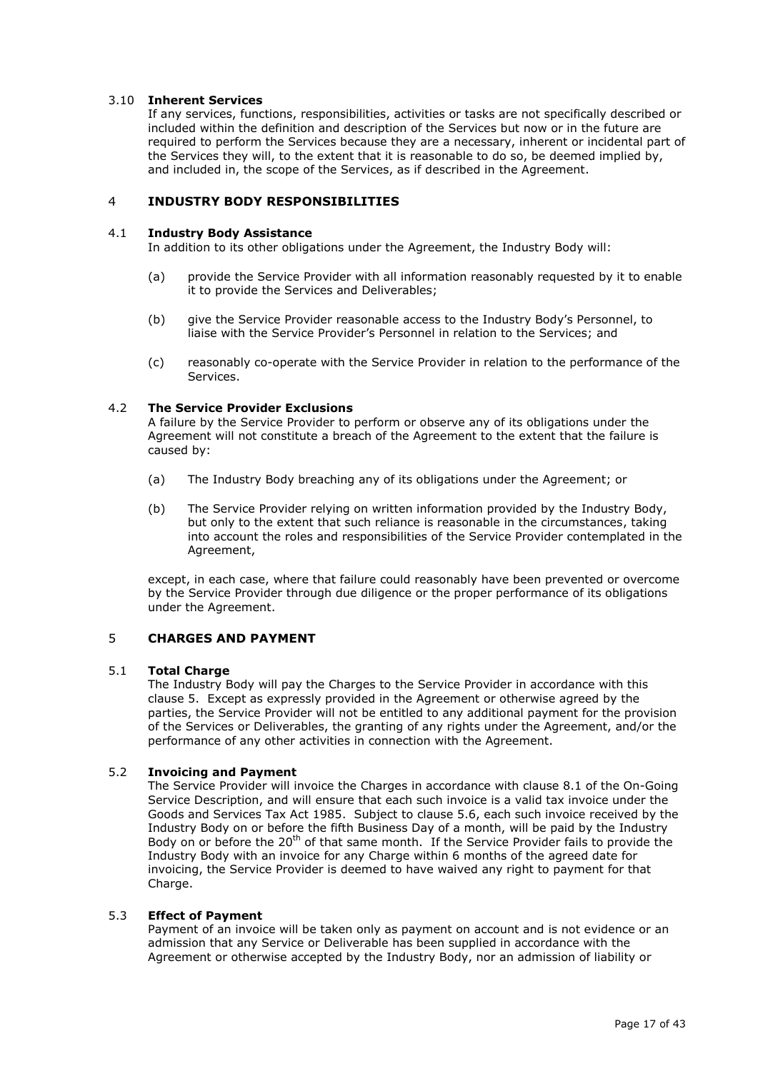### 3.10 **Inherent Services**

If any services, functions, responsibilities, activities or tasks are not specifically described or included within the definition and description of the Services but now or in the future are required to perform the Services because they are a necessary, inherent or incidental part of the Services they will, to the extent that it is reasonable to do so, be deemed implied by, and included in, the scope of the Services, as if described in the Agreement.

## 4 **INDUSTRY BODY RESPONSIBILITIES**

### 4.1 **Industry Body Assistance**

In addition to its other obligations under the Agreement, the Industry Body will:

(a) provide the Service Provider with all information reasonably requested by it to enable it to provide the Services and Deliverables;

(b) give the Service Provider reasonable access to the Industry Body's Personnel, to liaise with the Service Provider's Personnel in relation to the Services; and

(c) reasonably co-operate with the Service Provider in relation to the performance of the Services.

### 4.2 **The Service Provider Exclusions**

A failure by the Service Provider to perform or observe any of its obligations under the Agreement will not constitute a breach of the Agreement to the extent that the failure is caused by:

(a) The Industry Body breaching any of its obligations under the Agreement; or

(b) The Service Provider relying on written information provided by the Industry Body, but only to the extent that such reliance is reasonable in the circumstances, taking into account the roles and responsibilities of the Service Provider contemplated in the Agreement,

except, in each case, where that failure could reasonably have been prevented or overcome by the Service Provider through due diligence or the proper performance of its obligations under the Agreement.

## 5 **CHARGES AND PAYMENT**

### 5.1 **Total Charge**

The Industry Body will pay the Charges to the Service Provider in accordance with this clause 5. Except as expressly provided in the Agreement or otherwise agreed by the parties, the Service Provider will not be entitled to any additional payment for the provision of the Services or Deliverables, the granting of any rights under the Agreement, and/or the performance of any other activities in connection with the Agreement.

### 5.2 **Invoicing and Payment**

The Service Provider will invoice the Charges in accordance with clause 8.1 of the On-Going Service Description, and will ensure that each such invoice is a valid tax invoice under the Goods and Services Tax Act 1985. Subject to clause 5.6, each such invoice received by the Industry Body on or before the fifth Business Day of a month, will be paid by the Industry Body on or before the 20th of that same month. If the Service Provider fails to provide the Industry Body with an invoice for any Charge within 6 months of the agreed date for invoicing, the Service Provider is deemed to have waived any right to payment for that Charge.

### 5.3 **Effect of Payment**

Payment of an invoice will be taken only as payment on account and is not evidence or an admission that any Service or Deliverable has been supplied in accordance with the Agreement or otherwise accepted by the Industry Body, nor an admission of liability or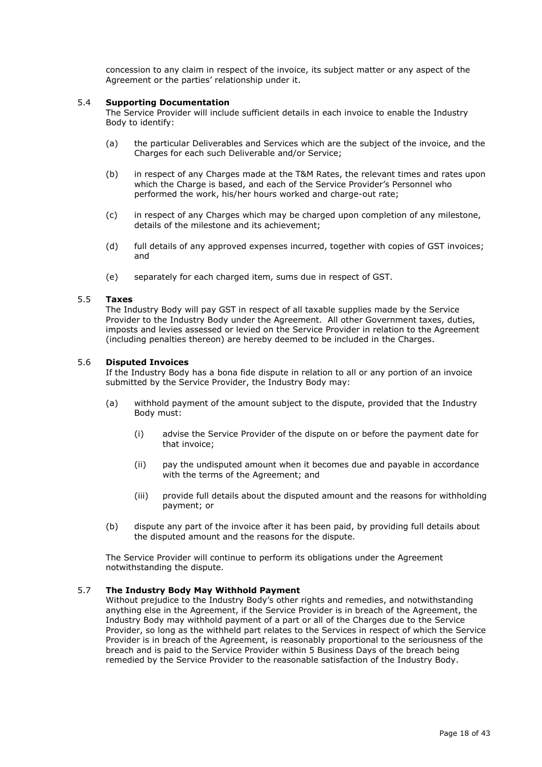concession to any claim in respect of the invoice, its subject matter or any aspect of the Agreement or the parties' relationship under it.

### 5.4 **Supporting Documentation**

The Service Provider will include sufficient details in each invoice to enable the Industry Body to identify:

(a) the particular Deliverables and Services which are the subject of the invoice, and the Charges for each such Deliverable and/or Service;

(b) in respect of any Charges made at the T&M Rates, the relevant times and rates upon which the Charge is based, and each of the Service Provider's Personnel who performed the work, his/her hours worked and charge-out rate;

(c) in respect of any Charges which may be charged upon completion of any milestone, details of the milestone and its achievement;

(d) full details of any approved expenses incurred, together with copies of GST invoices; and

(e) separately for each charged item, sums due in respect of GST.

### 5.5 **Taxes**

The Industry Body will pay GST in respect of all taxable supplies made by the Service Provider to the Industry Body under the Agreement. All other Government taxes, duties, imposts and levies assessed or levied on the Service Provider in relation to the Agreement (including penalties thereon) are hereby deemed to be included in the Charges.

### 5.6 **Disputed Invoices**

If the Industry Body has a bona fide dispute in relation to all or any portion of an invoice submitted by the Service Provider, the Industry Body may:

(a) withhold payment of the amount subject to the dispute, provided that the Industry Body must:

  (i) advise the Service Provider of the dispute on or before the payment date for that invoice;

  (ii) pay the undisputed amount when it becomes due and payable in accordance with the terms of the Agreement; and

  (iii) provide full details about the disputed amount and the reasons for withholding payment; or

(b) dispute any part of the invoice after it has been paid, by providing full details about the disputed amount and the reasons for the dispute.

The Service Provider will continue to perform its obligations under the Agreement notwithstanding the dispute.

### 5.7 **The Industry Body May Withhold Payment**

Without prejudice to the Industry Body's other rights and remedies, and notwithstanding anything else in the Agreement, if the Service Provider is in breach of the Agreement, the Industry Body may withhold payment of a part or all of the Charges due to the Service Provider, so long as the withheld part relates to the Services in respect of which the Service Provider is in breach of the Agreement, is reasonably proportional to the seriousness of the breach and is paid to the Service Provider within 5 Business Days of the breach being remedied by the Service Provider to the reasonable satisfaction of the Industry Body.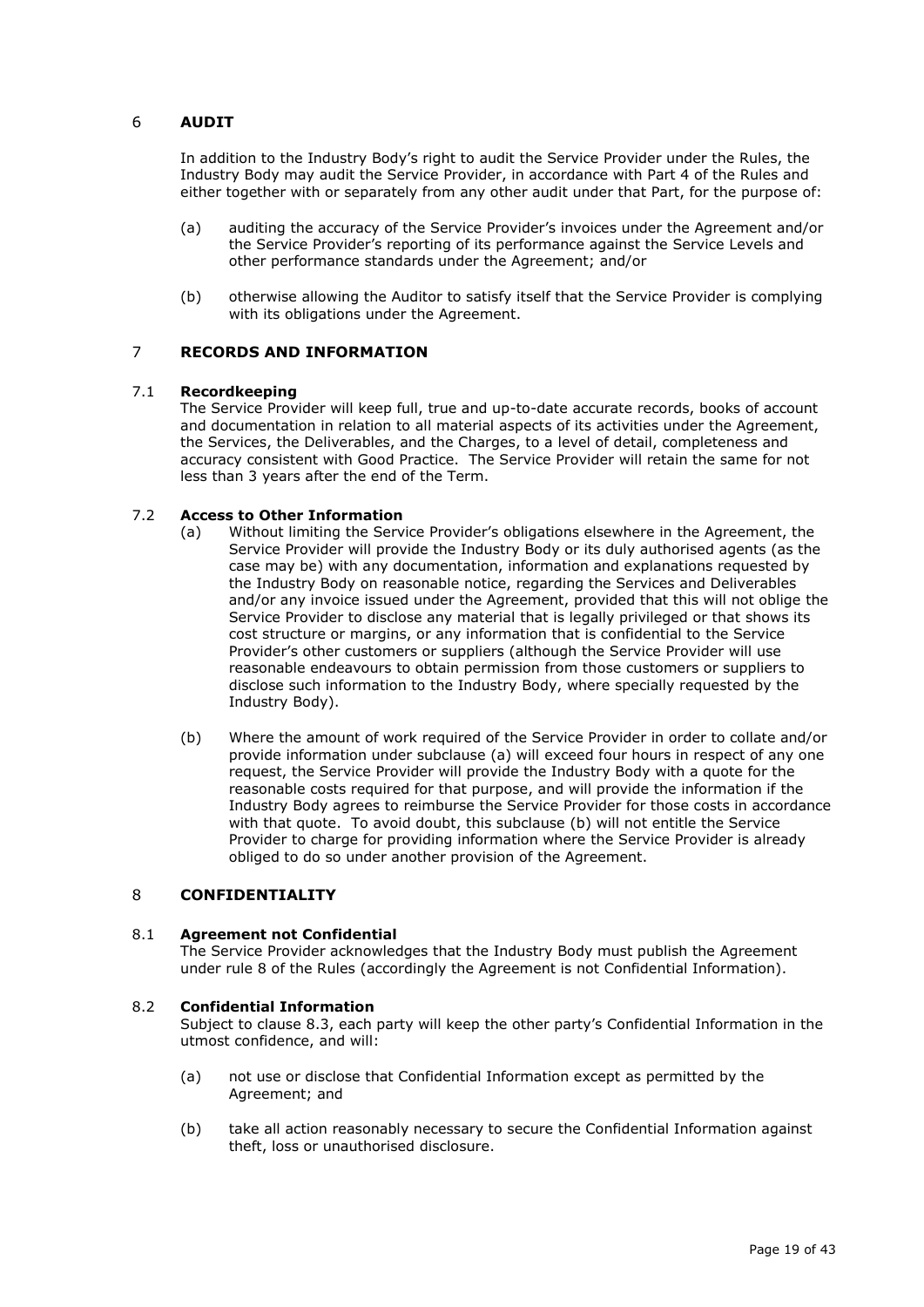## 6 **AUDIT**

In addition to the Industry Body's right to audit the Service Provider under the Rules, the Industry Body may audit the Service Provider, in accordance with Part 4 of the Rules and either together with or separately from any other audit under that Part, for the purpose of:

(a) auditing the accuracy of the Service Provider's invoices under the Agreement and/or the Service Provider's reporting of its performance against the Service Levels and other performance standards under the Agreement; and/or

(b) otherwise allowing the Auditor to satisfy itself that the Service Provider is complying with its obligations under the Agreement.

## 7 **RECORDS AND INFORMATION**

### 7.1 **Recordkeeping**

The Service Provider will keep full, true and up-to-date accurate records, books of account and documentation in relation to all material aspects of its activities under the Agreement, the Services, the Deliverables, and the Charges, to a level of detail, completeness and accuracy consistent with Good Practice. The Service Provider will retain the same for not less than 3 years after the end of the Term.

### 7.2 **Access to Other Information**

(a) Without limiting the Service Provider's obligations elsewhere in the Agreement, the Service Provider will provide the Industry Body or its duly authorised agents (as the case may be) with any documentation, information and explanations requested by the Industry Body on reasonable notice, regarding the Services and Deliverables and/or any invoice issued under the Agreement, provided that this will not oblige the Service Provider to disclose any material that is legally privileged or that shows its cost structure or margins, or any information that is confidential to the Service Provider's other customers or suppliers (although the Service Provider will use reasonable endeavours to obtain permission from those customers or suppliers to disclose such information to the Industry Body, where specially requested by the Industry Body).

(b) Where the amount of work required of the Service Provider in order to collate and/or provide information under subclause (a) will exceed four hours in respect of any one request, the Service Provider will provide the Industry Body with a quote for the reasonable costs required for that purpose, and will provide the information if the Industry Body agrees to reimburse the Service Provider for those costs in accordance with that quote. To avoid doubt, this subclause (b) will not entitle the Service Provider to charge for providing information where the Service Provider is already obliged to do so under another provision of the Agreement.

## 8 **CONFIDENTIALITY**

### 8.1 **Agreement not Confidential**

The Service Provider acknowledges that the Industry Body must publish the Agreement under rule 8 of the Rules (accordingly the Agreement is not Confidential Information).

### 8.2 **Confidential Information**

Subject to clause 8.3, each party will keep the other party's Confidential Information in the utmost confidence, and will:

(a) not use or disclose that Confidential Information except as permitted by the Agreement; and

(b) take all action reasonably necessary to secure the Confidential Information against theft, loss or unauthorised disclosure.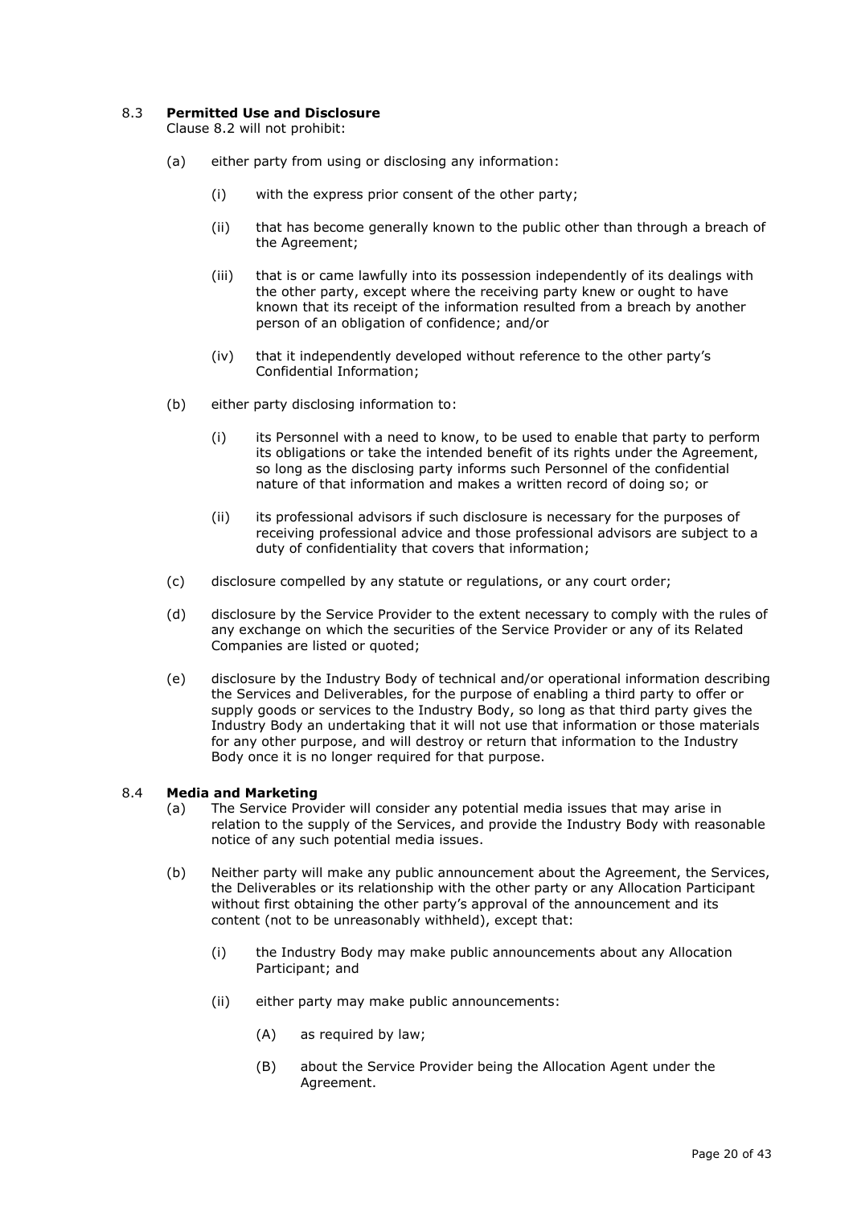### 8.3 **Permitted Use and Disclosure**

Clause 8.2 will not prohibit:

(a) either party from using or disclosing any information:

(i) with the express prior consent of the other party;

(ii) that has become generally known to the public other than through a breach of the Agreement;

(iii) that is or came lawfully into its possession independently of its dealings with the other party, except where the receiving party knew or ought to have known that its receipt of the information resulted from a breach by another person of an obligation of confidence; and/or

(iv) that it independently developed without reference to the other party's Confidential Information;

(b) either party disclosing information to:

(i) its Personnel with a need to know, to be used to enable that party to perform its obligations or take the intended benefit of its rights under the Agreement, so long as the disclosing party informs such Personnel of the confidential nature of that information and makes a written record of doing so; or

(ii) its professional advisors if such disclosure is necessary for the purposes of receiving professional advice and those professional advisors are subject to a duty of confidentiality that covers that information;

(c) disclosure compelled by any statute or regulations, or any court order;

(d) disclosure by the Service Provider to the extent necessary to comply with the rules of any exchange on which the securities of the Service Provider or any of its Related Companies are listed or quoted;

(e) disclosure by the Industry Body of technical and/or operational information describing the Services and Deliverables, for the purpose of enabling a third party to offer or supply goods or services to the Industry Body, so long as that third party gives the Industry Body an undertaking that it will not use that information or those materials for any other purpose, and will destroy or return that information to the Industry Body once it is no longer required for that purpose.

### 8.4 **Media and Marketing**

(a) The Service Provider will consider any potential media issues that may arise in relation to the supply of the Services, and provide the Industry Body with reasonable notice of any such potential media issues.

(b) Neither party will make any public announcement about the Agreement, the Services, the Deliverables or its relationship with the other party or any Allocation Participant without first obtaining the other party's approval of the announcement and its content (not to be unreasonably withheld), except that:

(i) the Industry Body may make public announcements about any Allocation Participant; and

(ii) either party may make public announcements:

(A) as required by law;

(B) about the Service Provider being the Allocation Agent under the Agreement.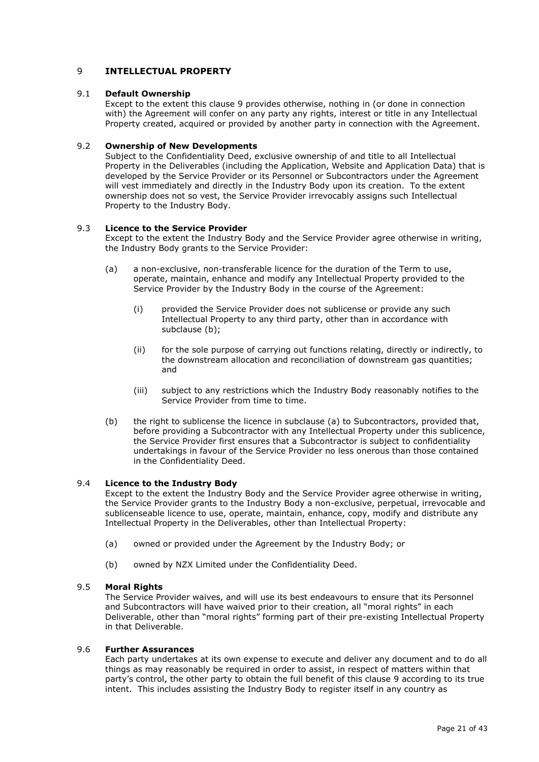## 9 INTELLECTUAL PROPERTY

### 9.1 Default Ownership

Except to the extent this clause 9 provides otherwise, nothing in (or done in connection with) the Agreement will confer on any party any rights, interest or title in any Intellectual Property created, acquired or provided by another party in connection with the Agreement.

### 9.2 Ownership of New Developments

Subject to the Confidentiality Deed, exclusive ownership of and title to all Intellectual Property in the Deliverables (including the Application, Website and Application Data) that is developed by the Service Provider or its Personnel or Subcontractors under the Agreement will vest immediately and directly in the Industry Body upon its creation. To the extent ownership does not so vest, the Service Provider irrevocably assigns such Intellectual Property to the Industry Body.

### 9.3 Licence to the Service Provider

Except to the extent the Industry Body and the Service Provider agree otherwise in writing, the Industry Body grants to the Service Provider:

(a) a non-exclusive, non-transferable licence for the duration of the Term to use, operate, maintain, enhance and modify any Intellectual Property provided to the Service Provider by the Industry Body in the course of the Agreement:

  (i) provided the Service Provider does not sublicense or provide any such Intellectual Property to any third party, other than in accordance with subclause (b);

  (ii) for the sole purpose of carrying out functions relating, directly or indirectly, to the downstream allocation and reconciliation of downstream gas quantities; and

  (iii) subject to any restrictions which the Industry Body reasonably notifies to the Service Provider from time to time.

(b) the right to sublicense the licence in subclause (a) to Subcontractors, provided that, before providing a Subcontractor with any Intellectual Property under this sublicence, the Service Provider first ensures that a Subcontractor is subject to confidentiality undertakings in favour of the Service Provider no less onerous than those contained in the Confidentiality Deed.

### 9.4 Licence to the Industry Body

Except to the extent the Industry Body and the Service Provider agree otherwise in writing, the Service Provider grants to the Industry Body a non-exclusive, perpetual, irrevocable and sublicenseable licence to use, operate, maintain, enhance, copy, modify and distribute any Intellectual Property in the Deliverables, other than Intellectual Property:

(a) owned or provided under the Agreement by the Industry Body; or

(b) owned by NZX Limited under the Confidentiality Deed.

### 9.5 Moral Rights

The Service Provider waives, and will use its best endeavours to ensure that its Personnel and Subcontractors will have waived prior to their creation, all "moral rights" in each Deliverable, other than "moral rights" forming part of their pre-existing Intellectual Property in that Deliverable.

### 9.6 Further Assurances

Each party undertakes at its own expense to execute and deliver any document and to do all things as may reasonably be required in order to assist, in respect of matters within that party's control, the other party to obtain the full benefit of this clause 9 according to its true intent. This includes assisting the Industry Body to register itself in any country as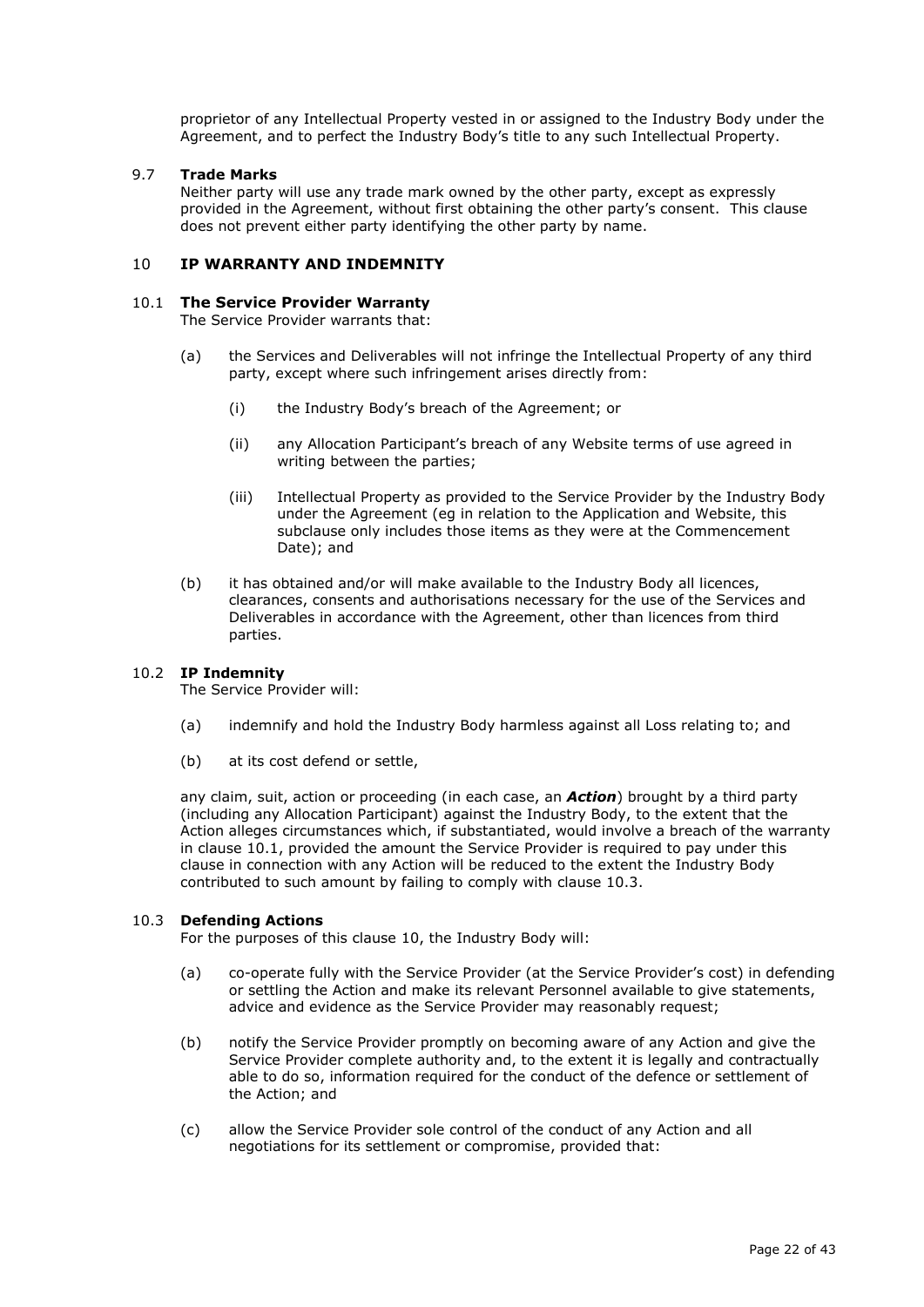proprietor of any Intellectual Property vested in or assigned to the Industry Body under the Agreement, and to perfect the Industry Body's title to any such Intellectual Property.

### 9.7 Trade Marks

Neither party will use any trade mark owned by the other party, except as expressly provided in the Agreement, without first obtaining the other party's consent. This clause does not prevent either party identifying the other party by name.

## 10 IP WARRANTY AND INDEMNITY

### 10.1 The Service Provider Warranty

The Service Provider warrants that:

(a) the Services and Deliverables will not infringe the Intellectual Property of any third party, except where such infringement arises directly from:

(i) the Industry Body's breach of the Agreement; or

(ii) any Allocation Participant's breach of any Website terms of use agreed in writing between the parties;

(iii) Intellectual Property as provided to the Service Provider by the Industry Body under the Agreement (eg in relation to the Application and Website, this subclause only includes those items as they were at the Commencement Date); and

(b) it has obtained and/or will make available to the Industry Body all licences, clearances, consents and authorisations necessary for the use of the Services and Deliverables in accordance with the Agreement, other than licences from third parties.

### 10.2 IP Indemnity

The Service Provider will:

(a) indemnify and hold the Industry Body harmless against all Loss relating to; and

(b) at its cost defend or settle,

any claim, suit, action or proceeding (in each case, an ***Action***) brought by a third party (including any Allocation Participant) against the Industry Body, to the extent that the Action alleges circumstances which, if substantiated, would involve a breach of the warranty in clause 10.1, provided the amount the Service Provider is required to pay under this clause in connection with any Action will be reduced to the extent the Industry Body contributed to such amount by failing to comply with clause 10.3.

### 10.3 Defending Actions

For the purposes of this clause 10, the Industry Body will:

(a) co-operate fully with the Service Provider (at the Service Provider's cost) in defending or settling the Action and make its relevant Personnel available to give statements, advice and evidence as the Service Provider may reasonably request;

(b) notify the Service Provider promptly on becoming aware of any Action and give the Service Provider complete authority and, to the extent it is legally and contractually able to do so, information required for the conduct of the defence or settlement of the Action; and

(c) allow the Service Provider sole control of the conduct of any Action and all negotiations for its settlement or compromise, provided that: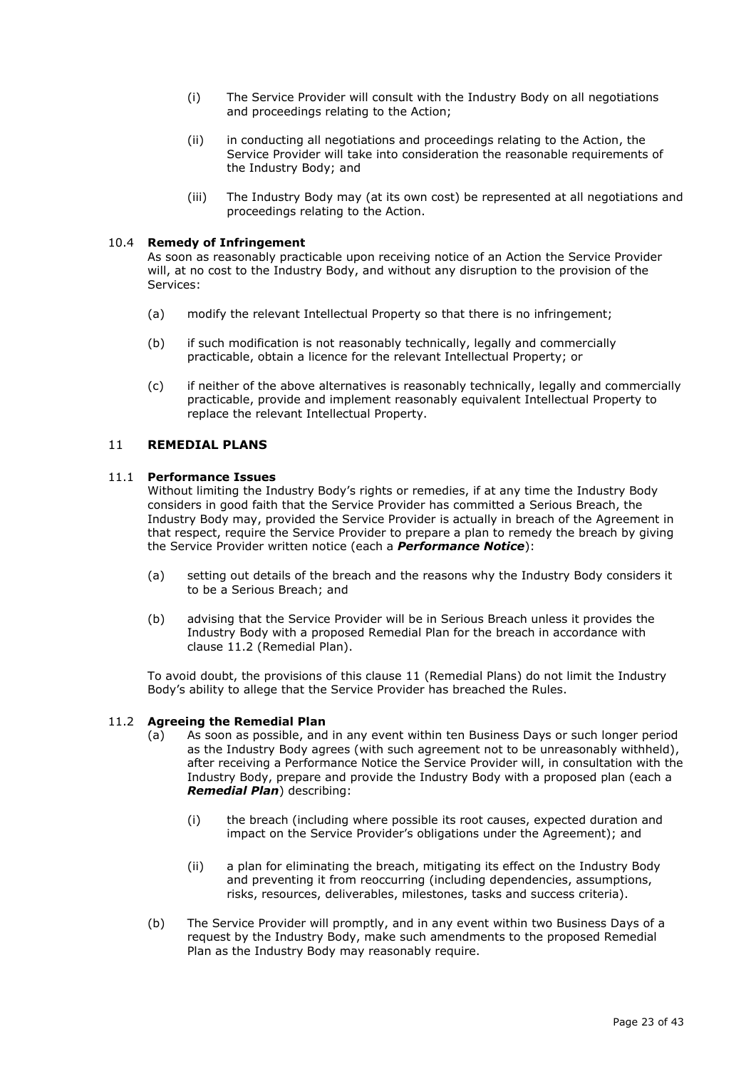(i) The Service Provider will consult with the Industry Body on all negotiations and proceedings relating to the Action;

(ii) in conducting all negotiations and proceedings relating to the Action, the Service Provider will take into consideration the reasonable requirements of the Industry Body; and

(iii) The Industry Body may (at its own cost) be represented at all negotiations and proceedings relating to the Action.

### 10.4 Remedy of Infringement

As soon as reasonably practicable upon receiving notice of an Action the Service Provider will, at no cost to the Industry Body, and without any disruption to the provision of the Services:

(a) modify the relevant Intellectual Property so that there is no infringement;

(b) if such modification is not reasonably technically, legally and commercially practicable, obtain a licence for the relevant Intellectual Property; or

(c) if neither of the above alternatives is reasonably technically, legally and commercially practicable, provide and implement reasonably equivalent Intellectual Property to replace the relevant Intellectual Property.

## 11 REMEDIAL PLANS

### 11.1 Performance Issues

Without limiting the Industry Body's rights or remedies, if at any time the Industry Body considers in good faith that the Service Provider has committed a Serious Breach, the Industry Body may, provided the Service Provider is actually in breach of the Agreement in that respect, require the Service Provider to prepare a plan to remedy the breach by giving the Service Provider written notice (each a ***Performance Notice***):

(a) setting out details of the breach and the reasons why the Industry Body considers it to be a Serious Breach; and

(b) advising that the Service Provider will be in Serious Breach unless it provides the Industry Body with a proposed Remedial Plan for the breach in accordance with clause 11.2 (Remedial Plan).

To avoid doubt, the provisions of this clause 11 (Remedial Plans) do not limit the Industry Body's ability to allege that the Service Provider has breached the Rules.

### 11.2 Agreeing the Remedial Plan

(a) As soon as possible, and in any event within ten Business Days or such longer period as the Industry Body agrees (with such agreement not to be unreasonably withheld), after receiving a Performance Notice the Service Provider will, in consultation with the Industry Body, prepare and provide the Industry Body with a proposed plan (each a ***Remedial Plan***) describing:

(i) the breach (including where possible its root causes, expected duration and impact on the Service Provider's obligations under the Agreement); and

(ii) a plan for eliminating the breach, mitigating its effect on the Industry Body and preventing it from reoccurring (including dependencies, assumptions, risks, resources, deliverables, milestones, tasks and success criteria).

(b) The Service Provider will promptly, and in any event within two Business Days of a request by the Industry Body, make such amendments to the proposed Remedial Plan as the Industry Body may reasonably require.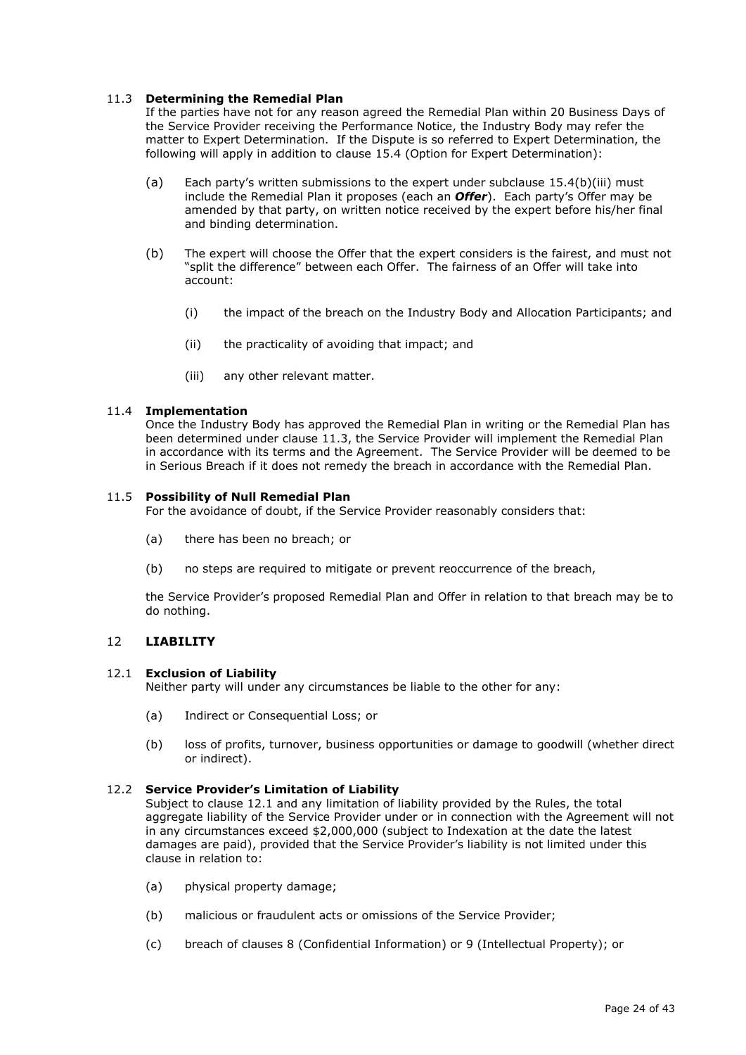### 11.3 Determining the Remedial Plan

If the parties have not for any reason agreed the Remedial Plan within 20 Business Days of the Service Provider receiving the Performance Notice, the Industry Body may refer the matter to Expert Determination. If the Dispute is so referred to Expert Determination, the following will apply in addition to clause 15.4 (Option for Expert Determination):

(a) Each party's written submissions to the expert under subclause 15.4(b)(iii) must include the Remedial Plan it proposes (each an ***Offer***). Each party's Offer may be amended by that party, on written notice received by the expert before his/her final and binding determination.

(b) The expert will choose the Offer that the expert considers is the fairest, and must not "split the difference" between each Offer. The fairness of an Offer will take into account:

(i) the impact of the breach on the Industry Body and Allocation Participants; and

(ii) the practicality of avoiding that impact; and

(iii) any other relevant matter.

### 11.4 Implementation

Once the Industry Body has approved the Remedial Plan in writing or the Remedial Plan has been determined under clause 11.3, the Service Provider will implement the Remedial Plan in accordance with its terms and the Agreement. The Service Provider will be deemed to be in Serious Breach if it does not remedy the breach in accordance with the Remedial Plan.

### 11.5 Possibility of Null Remedial Plan

For the avoidance of doubt, if the Service Provider reasonably considers that:

(a) there has been no breach; or

(b) no steps are required to mitigate or prevent reoccurrence of the breach,

the Service Provider's proposed Remedial Plan and Offer in relation to that breach may be to do nothing.

## 12 LIABILITY

### 12.1 Exclusion of Liability

Neither party will under any circumstances be liable to the other for any:

(a) Indirect or Consequential Loss; or

(b) loss of profits, turnover, business opportunities or damage to goodwill (whether direct or indirect).

### 12.2 Service Provider's Limitation of Liability

Subject to clause 12.1 and any limitation of liability provided by the Rules, the total aggregate liability of the Service Provider under or in connection with the Agreement will not in any circumstances exceed $2,000,000 (subject to Indexation at the date the latest damages are paid), provided that the Service Provider's liability is not limited under this clause in relation to:

(a) physical property damage;

(b) malicious or fraudulent acts or omissions of the Service Provider;

(c) breach of clauses 8 (Confidential Information) or 9 (Intellectual Property); or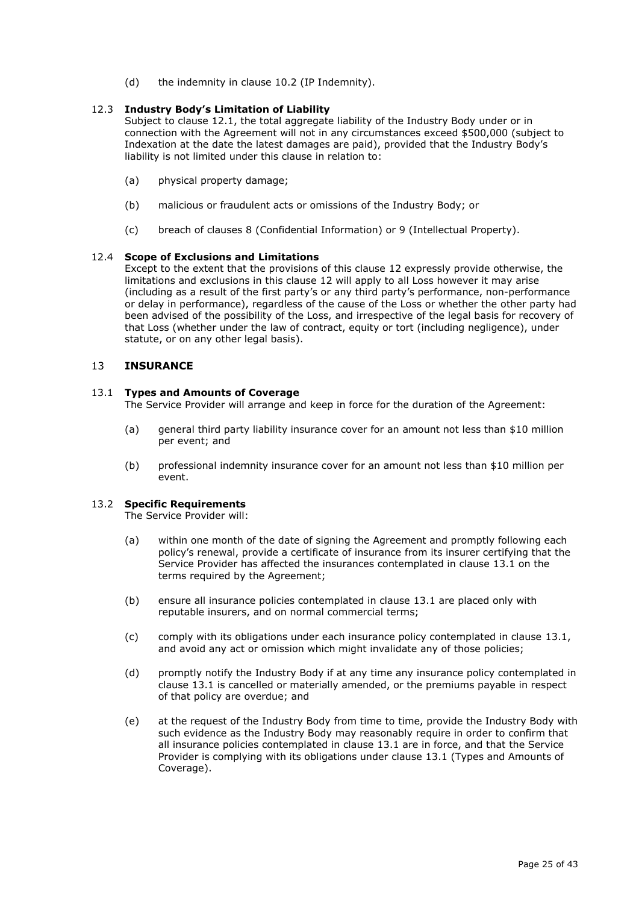(d) the indemnity in clause 10.2 (IP Indemnity).

### 12.3 Industry Body's Limitation of Liability

Subject to clause 12.1, the total aggregate liability of the Industry Body under or in connection with the Agreement will not in any circumstances exceed $500,000 (subject to Indexation at the date the latest damages are paid), provided that the Industry Body's liability is not limited under this clause in relation to:

(a) physical property damage;

(b) malicious or fraudulent acts or omissions of the Industry Body; or

(c) breach of clauses 8 (Confidential Information) or 9 (Intellectual Property).

### 12.4 Scope of Exclusions and Limitations

Except to the extent that the provisions of this clause 12 expressly provide otherwise, the limitations and exclusions in this clause 12 will apply to all Loss however it may arise (including as a result of the first party's or any third party's performance, non-performance or delay in performance), regardless of the cause of the Loss or whether the other party had been advised of the possibility of the Loss, and irrespective of the legal basis for recovery of that Loss (whether under the law of contract, equity or tort (including negligence), under statute, or on any other legal basis).

## 13 INSURANCE

### 13.1 Types and Amounts of Coverage

The Service Provider will arrange and keep in force for the duration of the Agreement:

(a) general third party liability insurance cover for an amount not less than $10 million per event; and

(b) professional indemnity insurance cover for an amount not less than $10 million per event.

### 13.2 Specific Requirements

The Service Provider will:

(a) within one month of the date of signing the Agreement and promptly following each policy's renewal, provide a certificate of insurance from its insurer certifying that the Service Provider has affected the insurances contemplated in clause 13.1 on the terms required by the Agreement;

(b) ensure all insurance policies contemplated in clause 13.1 are placed only with reputable insurers, and on normal commercial terms;

(c) comply with its obligations under each insurance policy contemplated in clause 13.1, and avoid any act or omission which might invalidate any of those policies;

(d) promptly notify the Industry Body if at any time any insurance policy contemplated in clause 13.1 is cancelled or materially amended, or the premiums payable in respect of that policy are overdue; and

(e) at the request of the Industry Body from time to time, provide the Industry Body with such evidence as the Industry Body may reasonably require in order to confirm that all insurance policies contemplated in clause 13.1 are in force, and that the Service Provider is complying with its obligations under clause 13.1 (Types and Amounts of Coverage).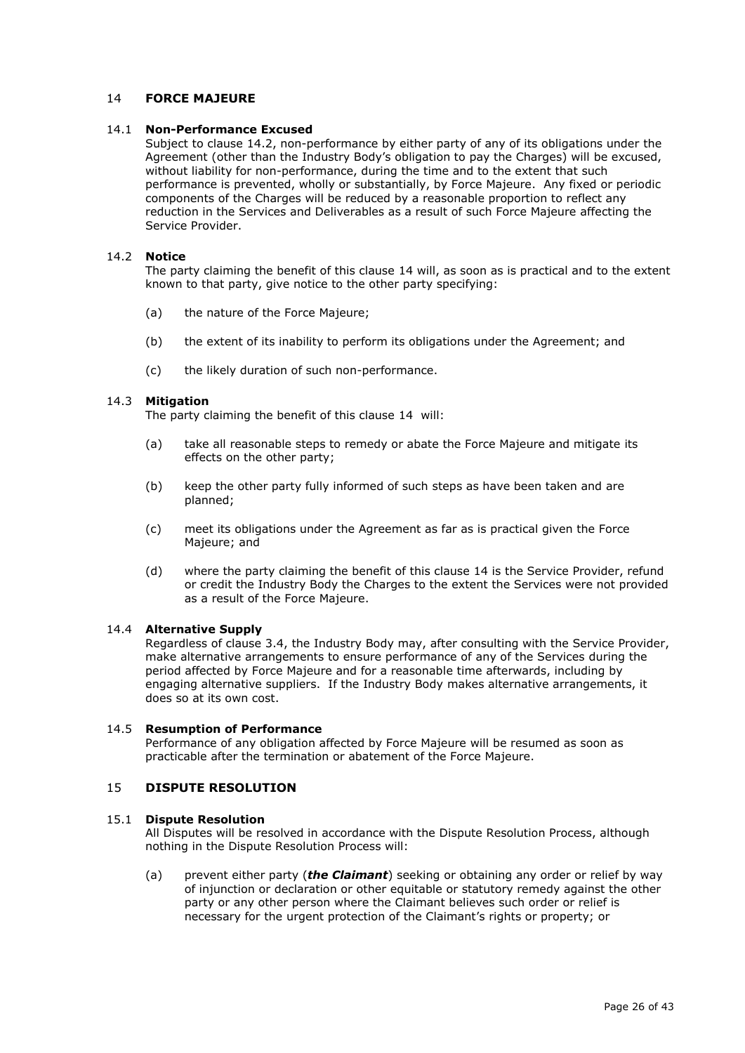## 14 FORCE MAJEURE

### 14.1 Non-Performance Excused

Subject to clause 14.2, non-performance by either party of any of its obligations under the Agreement (other than the Industry Body's obligation to pay the Charges) will be excused, without liability for non-performance, during the time and to the extent that such performance is prevented, wholly or substantially, by Force Majeure. Any fixed or periodic components of the Charges will be reduced by a reasonable proportion to reflect any reduction in the Services and Deliverables as a result of such Force Majeure affecting the Service Provider.

### 14.2 Notice

The party claiming the benefit of this clause 14 will, as soon as is practical and to the extent known to that party, give notice to the other party specifying:

(a) the nature of the Force Majeure;

(b) the extent of its inability to perform its obligations under the Agreement; and

(c) the likely duration of such non-performance.

### 14.3 Mitigation

The party claiming the benefit of this clause 14 will:

(a) take all reasonable steps to remedy or abate the Force Majeure and mitigate its effects on the other party;

(b) keep the other party fully informed of such steps as have been taken and are planned;

(c) meet its obligations under the Agreement as far as is practical given the Force Majeure; and

(d) where the party claiming the benefit of this clause 14 is the Service Provider, refund or credit the Industry Body the Charges to the extent the Services were not provided as a result of the Force Majeure.

### 14.4 Alternative Supply

Regardless of clause 3.4, the Industry Body may, after consulting with the Service Provider, make alternative arrangements to ensure performance of any of the Services during the period affected by Force Majeure and for a reasonable time afterwards, including by engaging alternative suppliers. If the Industry Body makes alternative arrangements, it does so at its own cost.

### 14.5 Resumption of Performance

Performance of any obligation affected by Force Majeure will be resumed as soon as practicable after the termination or abatement of the Force Majeure.

## 15 DISPUTE RESOLUTION

### 15.1 Dispute Resolution

All Disputes will be resolved in accordance with the Dispute Resolution Process, although nothing in the Dispute Resolution Process will:

(a) prevent either party (***the Claimant***) seeking or obtaining any order or relief by way of injunction or declaration or other equitable or statutory remedy against the other party or any other person where the Claimant believes such order or relief is necessary for the urgent protection of the Claimant's rights or property; or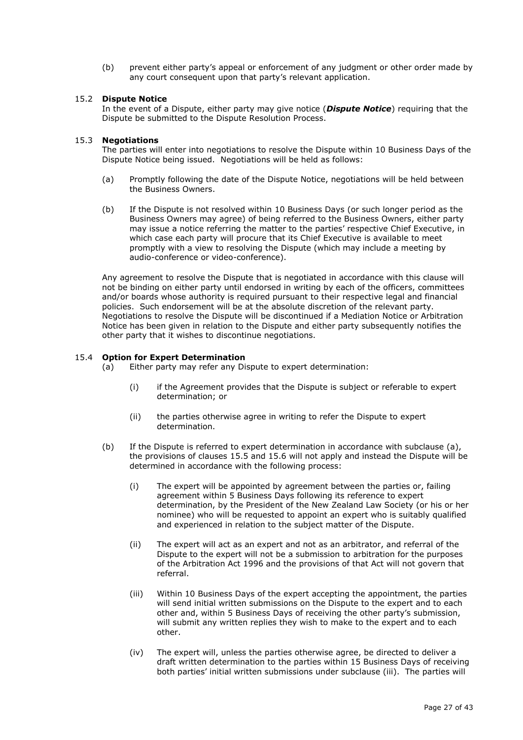(b) prevent either party's appeal or enforcement of any judgment or other order made by any court consequent upon that party's relevant application.

### 15.2 Dispute Notice

In the event of a Dispute, either party may give notice (***Dispute Notice***) requiring that the Dispute be submitted to the Dispute Resolution Process.

### 15.3 Negotiations

The parties will enter into negotiations to resolve the Dispute within 10 Business Days of the Dispute Notice being issued. Negotiations will be held as follows:

(a) Promptly following the date of the Dispute Notice, negotiations will be held between the Business Owners.

(b) If the Dispute is not resolved within 10 Business Days (or such longer period as the Business Owners may agree) of being referred to the Business Owners, either party may issue a notice referring the matter to the parties' respective Chief Executive, in which case each party will procure that its Chief Executive is available to meet promptly with a view to resolving the Dispute (which may include a meeting by audio-conference or video-conference).

Any agreement to resolve the Dispute that is negotiated in accordance with this clause will not be binding on either party until endorsed in writing by each of the officers, committees and/or boards whose authority is required pursuant to their respective legal and financial policies. Such endorsement will be at the absolute discretion of the relevant party. Negotiations to resolve the Dispute will be discontinued if a Mediation Notice or Arbitration Notice has been given in relation to the Dispute and either party subsequently notifies the other party that it wishes to discontinue negotiations.

### 15.4 Option for Expert Determination

(a) Either party may refer any Dispute to expert determination:

  (i) if the Agreement provides that the Dispute is subject or referable to expert determination; or

  (ii) the parties otherwise agree in writing to refer the Dispute to expert determination.

(b) If the Dispute is referred to expert determination in accordance with subclause (a), the provisions of clauses 15.5 and 15.6 will not apply and instead the Dispute will be determined in accordance with the following process:

  (i) The expert will be appointed by agreement between the parties or, failing agreement within 5 Business Days following its reference to expert determination, by the President of the New Zealand Law Society (or his or her nominee) who will be requested to appoint an expert who is suitably qualified and experienced in relation to the subject matter of the Dispute.

  (ii) The expert will act as an expert and not as an arbitrator, and referral of the Dispute to the expert will not be a submission to arbitration for the purposes of the Arbitration Act 1996 and the provisions of that Act will not govern that referral.

  (iii) Within 10 Business Days of the expert accepting the appointment, the parties will send initial written submissions on the Dispute to the expert and to each other and, within 5 Business Days of receiving the other party's submission, will submit any written replies they wish to make to the expert and to each other.

  (iv) The expert will, unless the parties otherwise agree, be directed to deliver a draft written determination to the parties within 15 Business Days of receiving both parties' initial written submissions under subclause (iii). The parties will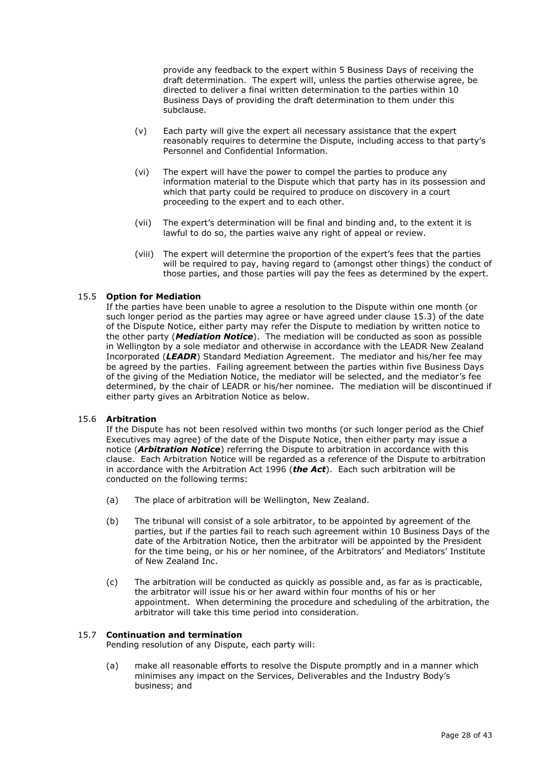provide any feedback to the expert within 5 Business Days of receiving the draft determination. The expert will, unless the parties otherwise agree, be directed to deliver a final written determination to the parties within 10 Business Days of providing the draft determination to them under this subclause.

(v) Each party will give the expert all necessary assistance that the expert reasonably requires to determine the Dispute, including access to that party's Personnel and Confidential Information.

(vi) The expert will have the power to compel the parties to produce any information material to the Dispute which that party has in its possession and which that party could be required to produce on discovery in a court proceeding to the expert and to each other.

(vii) The expert's determination will be final and binding and, to the extent it is lawful to do so, the parties waive any right of appeal or review.

(viii) The expert will determine the proportion of the expert's fees that the parties will be required to pay, having regard to (amongst other things) the conduct of those parties, and those parties will pay the fees as determined by the expert.

15.5 **Option for Mediation**

If the parties have been unable to agree a resolution to the Dispute within one month (or such longer period as the parties may agree or have agreed under clause 15.3) of the date of the Dispute Notice, either party may refer the Dispute to mediation by written notice to the other party (***Mediation Notice***). The mediation will be conducted as soon as possible in Wellington by a sole mediator and otherwise in accordance with the LEADR New Zealand Incorporated (***LEADR***) Standard Mediation Agreement. The mediator and his/her fee may be agreed by the parties. Failing agreement between the parties within five Business Days of the giving of the Mediation Notice, the mediator will be selected, and the mediator's fee determined, by the chair of LEADR or his/her nominee. The mediation will be discontinued if either party gives an Arbitration Notice as below.

15.6 **Arbitration**

If the Dispute has not been resolved within two months (or such longer period as the Chief Executives may agree) of the date of the Dispute Notice, then either party may issue a notice (***Arbitration Notice***) referring the Dispute to arbitration in accordance with this clause. Each Arbitration Notice will be regarded as a reference of the Dispute to arbitration in accordance with the Arbitration Act 1996 (***the Act***). Each such arbitration will be conducted on the following terms:

(a) The place of arbitration will be Wellington, New Zealand.

(b) The tribunal will consist of a sole arbitrator, to be appointed by agreement of the parties, but if the parties fail to reach such agreement within 10 Business Days of the date of the Arbitration Notice, then the arbitrator will be appointed by the President for the time being, or his or her nominee, of the Arbitrators' and Mediators' Institute of New Zealand Inc.

(c) The arbitration will be conducted as quickly as possible and, as far as is practicable, the arbitrator will issue his or her award within four months of his or her appointment. When determining the procedure and scheduling of the arbitration, the arbitrator will take this time period into consideration.

15.7 **Continuation and termination**

Pending resolution of any Dispute, each party will:

(a) make all reasonable efforts to resolve the Dispute promptly and in a manner which minimises any impact on the Services, Deliverables and the Industry Body's business; and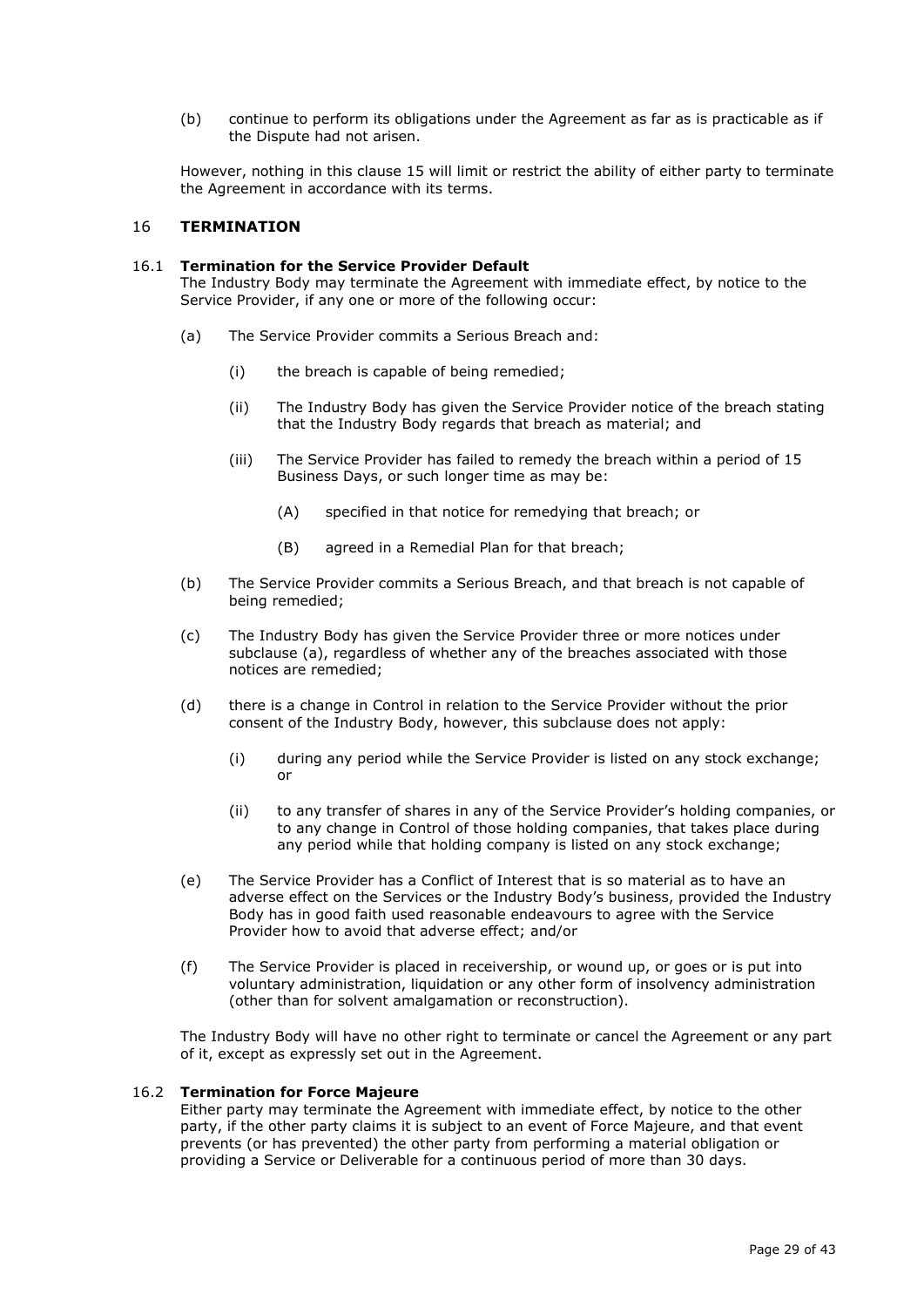(b) continue to perform its obligations under the Agreement as far as is practicable as if the Dispute had not arisen.

However, nothing in this clause 15 will limit or restrict the ability of either party to terminate the Agreement in accordance with its terms.

## 16 TERMINATION

### 16.1 Termination for the Service Provider Default

The Industry Body may terminate the Agreement with immediate effect, by notice to the Service Provider, if any one or more of the following occur:

(a) The Service Provider commits a Serious Breach and:

  (i) the breach is capable of being remedied;

  (ii) The Industry Body has given the Service Provider notice of the breach stating that the Industry Body regards that breach as material; and

  (iii) The Service Provider has failed to remedy the breach within a period of 15 Business Days, or such longer time as may be:

    (A) specified in that notice for remedying that breach; or

    (B) agreed in a Remedial Plan for that breach;

(b) The Service Provider commits a Serious Breach, and that breach is not capable of being remedied;

(c) The Industry Body has given the Service Provider three or more notices under subclause (a), regardless of whether any of the breaches associated with those notices are remedied;

(d) there is a change in Control in relation to the Service Provider without the prior consent of the Industry Body, however, this subclause does not apply:

  (i) during any period while the Service Provider is listed on any stock exchange; or

  (ii) to any transfer of shares in any of the Service Provider's holding companies, or to any change in Control of those holding companies, that takes place during any period while that holding company is listed on any stock exchange;

(e) The Service Provider has a Conflict of Interest that is so material as to have an adverse effect on the Services or the Industry Body's business, provided the Industry Body has in good faith used reasonable endeavours to agree with the Service Provider how to avoid that adverse effect; and/or

(f) The Service Provider is placed in receivership, or wound up, or goes or is put into voluntary administration, liquidation or any other form of insolvency administration (other than for solvent amalgamation or reconstruction).

The Industry Body will have no other right to terminate or cancel the Agreement or any part of it, except as expressly set out in the Agreement.

### 16.2 Termination for Force Majeure

Either party may terminate the Agreement with immediate effect, by notice to the other party, if the other party claims it is subject to an event of Force Majeure, and that event prevents (or has prevented) the other party from performing a material obligation or providing a Service or Deliverable for a continuous period of more than 30 days.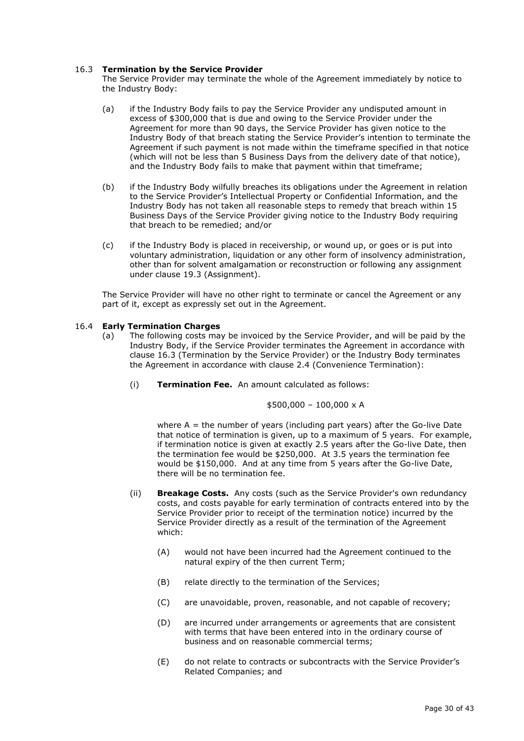### 16.3 **Termination by the Service Provider**

The Service Provider may terminate the whole of the Agreement immediately by notice to the Industry Body:

(a) if the Industry Body fails to pay the Service Provider any undisputed amount in excess of $300,000 that is due and owing to the Service Provider under the Agreement for more than 90 days, the Service Provider has given notice to the Industry Body of that breach stating the Service Provider's intention to terminate the Agreement if such payment is not made within the timeframe specified in that notice (which will not be less than 5 Business Days from the delivery date of that notice), and the Industry Body fails to make that payment within that timeframe;

(b) if the Industry Body wilfully breaches its obligations under the Agreement in relation to the Service Provider's Intellectual Property or Confidential Information, and the Industry Body has not taken all reasonable steps to remedy that breach within 15 Business Days of the Service Provider giving notice to the Industry Body requiring that breach to be remedied; and/or

(c) if the Industry Body is placed in receivership, or wound up, or goes or is put into voluntary administration, liquidation or any other form of insolvency administration, other than for solvent amalgamation or reconstruction or following any assignment under clause 19.3 (Assignment).

The Service Provider will have no other right to terminate or cancel the Agreement or any part of it, except as expressly set out in the Agreement.

### 16.4 **Early Termination Charges**

(a) The following costs may be invoiced by the Service Provider, and will be paid by the Industry Body, if the Service Provider terminates the Agreement in accordance with clause 16.3 (Termination by the Service Provider) or the Industry Body terminates the Agreement in accordance with clause 2.4 (Convenience Termination):

(i) **Termination Fee.** An amount calculated as follows:

$$\$500,000 - 100,000 \times A$$

where A = the number of years (including part years) after the Go-live Date that notice of termination is given, up to a maximum of 5 years. For example, if termination notice is given at exactly 2.5 years after the Go-live Date, then the termination fee would be $250,000. At 3.5 years the termination fee would be $150,000. And at any time from 5 years after the Go-live Date, there will be no termination fee.

(ii) **Breakage Costs.** Any costs (such as the Service Provider's own redundancy costs, and costs payable for early termination of contracts entered into by the Service Provider prior to receipt of the termination notice) incurred by the Service Provider directly as a result of the termination of the Agreement which:

(A) would not have been incurred had the Agreement continued to the natural expiry of the then current Term;

(B) relate directly to the termination of the Services;

(C) are unavoidable, proven, reasonable, and not capable of recovery;

(D) are incurred under arrangements or agreements that are consistent with terms that have been entered into in the ordinary course of business and on reasonable commercial terms;

(E) do not relate to contracts or subcontracts with the Service Provider's Related Companies; and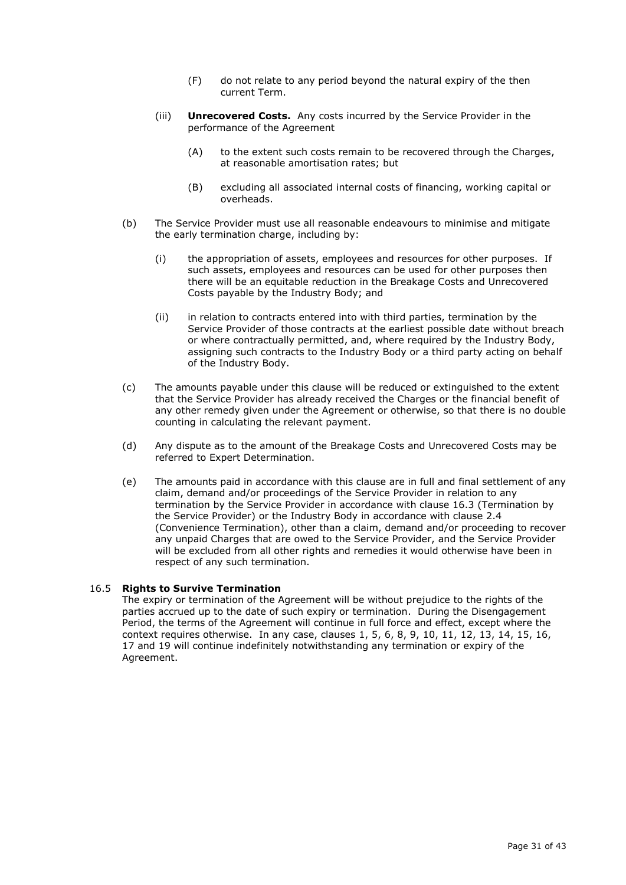(F) do not relate to any period beyond the natural expiry of the then current Term.

(iii) **Unrecovered Costs.** Any costs incurred by the Service Provider in the performance of the Agreement

(A) to the extent such costs remain to be recovered through the Charges, at reasonable amortisation rates; but

(B) excluding all associated internal costs of financing, working capital or overheads.

(b) The Service Provider must use all reasonable endeavours to minimise and mitigate the early termination charge, including by:

(i) the appropriation of assets, employees and resources for other purposes. If such assets, employees and resources can be used for other purposes then there will be an equitable reduction in the Breakage Costs and Unrecovered Costs payable by the Industry Body; and

(ii) in relation to contracts entered into with third parties, termination by the Service Provider of those contracts at the earliest possible date without breach or where contractually permitted, and, where required by the Industry Body, assigning such contracts to the Industry Body or a third party acting on behalf of the Industry Body.

(c) The amounts payable under this clause will be reduced or extinguished to the extent that the Service Provider has already received the Charges or the financial benefit of any other remedy given under the Agreement or otherwise, so that there is no double counting in calculating the relevant payment.

(d) Any dispute as to the amount of the Breakage Costs and Unrecovered Costs may be referred to Expert Determination.

(e) The amounts paid in accordance with this clause are in full and final settlement of any claim, demand and/or proceedings of the Service Provider in relation to any termination by the Service Provider in accordance with clause 16.3 (Termination by the Service Provider) or the Industry Body in accordance with clause 2.4 (Convenience Termination), other than a claim, demand and/or proceeding to recover any unpaid Charges that are owed to the Service Provider, and the Service Provider will be excluded from all other rights and remedies it would otherwise have been in respect of any such termination.

16.5 **Rights to Survive Termination**

The expiry or termination of the Agreement will be without prejudice to the rights of the parties accrued up to the date of such expiry or termination. During the Disengagement Period, the terms of the Agreement will continue in full force and effect, except where the context requires otherwise. In any case, clauses 1, 5, 6, 8, 9, 10, 11, 12, 13, 14, 15, 16, 17 and 19 will continue indefinitely notwithstanding any termination or expiry of the Agreement.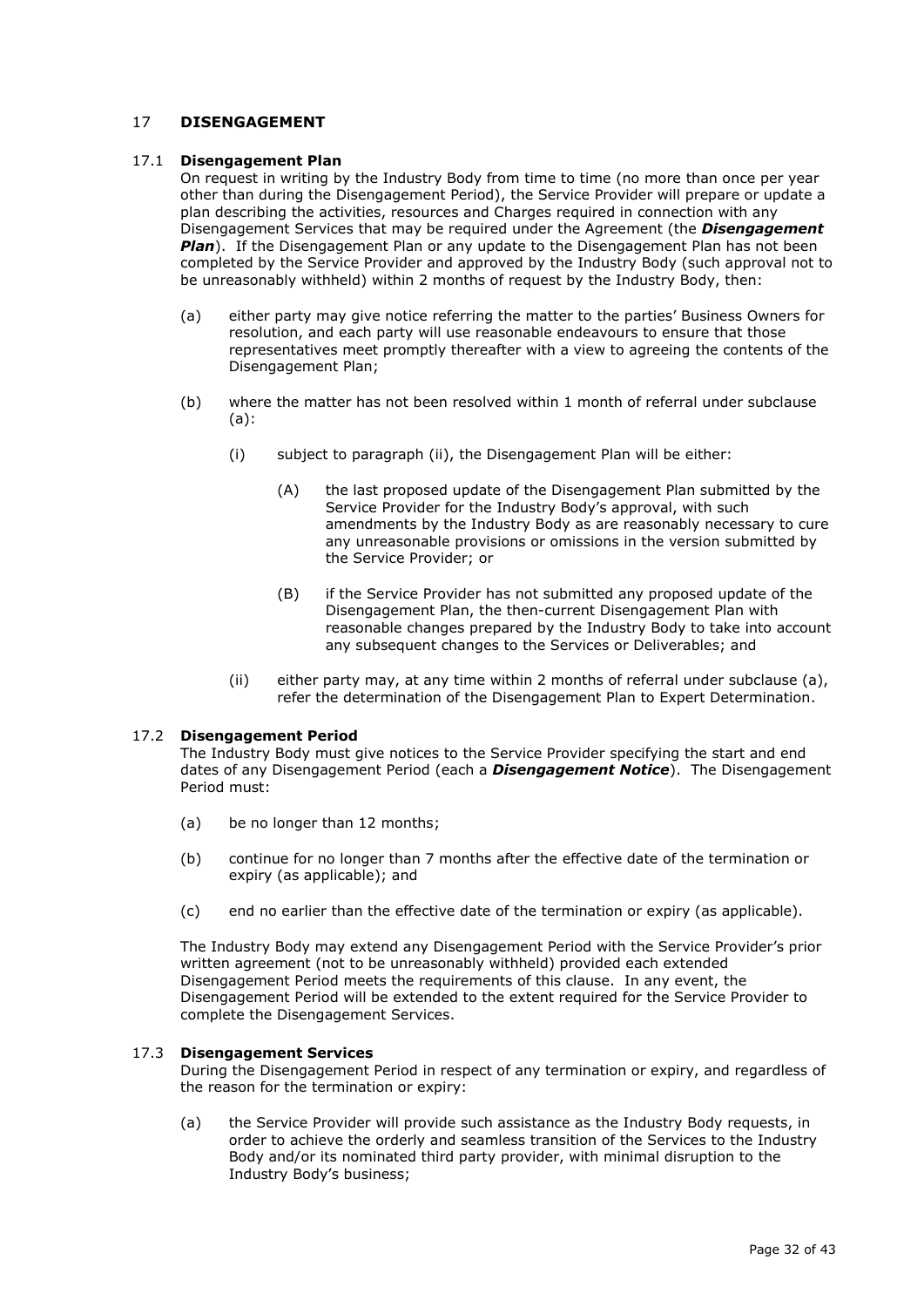## 17 DISENGAGEMENT

### 17.1 Disengagement Plan

On request in writing by the Industry Body from time to time (no more than once per year other than during the Disengagement Period), the Service Provider will prepare or update a plan describing the activities, resources and Charges required in connection with any Disengagement Services that may be required under the Agreement (the ***Disengagement Plan***). If the Disengagement Plan or any update to the Disengagement Plan has not been completed by the Service Provider and approved by the Industry Body (such approval not to be unreasonably withheld) within 2 months of request by the Industry Body, then:

(a) either party may give notice referring the matter to the parties' Business Owners for resolution, and each party will use reasonable endeavours to ensure that those representatives meet promptly thereafter with a view to agreeing the contents of the Disengagement Plan;

(b) where the matter has not been resolved within 1 month of referral under subclause (a):

  (i) subject to paragraph (ii), the Disengagement Plan will be either:

    (A) the last proposed update of the Disengagement Plan submitted by the Service Provider for the Industry Body's approval, with such amendments by the Industry Body as are reasonably necessary to cure any unreasonable provisions or omissions in the version submitted by the Service Provider; or

    (B) if the Service Provider has not submitted any proposed update of the Disengagement Plan, the then-current Disengagement Plan with reasonable changes prepared by the Industry Body to take into account any subsequent changes to the Services or Deliverables; and

  (ii) either party may, at any time within 2 months of referral under subclause (a), refer the determination of the Disengagement Plan to Expert Determination.

### 17.2 Disengagement Period

The Industry Body must give notices to the Service Provider specifying the start and end dates of any Disengagement Period (each a ***Disengagement Notice***). The Disengagement Period must:

(a) be no longer than 12 months;

(b) continue for no longer than 7 months after the effective date of the termination or expiry (as applicable); and

(c) end no earlier than the effective date of the termination or expiry (as applicable).

The Industry Body may extend any Disengagement Period with the Service Provider's prior written agreement (not to be unreasonably withheld) provided each extended Disengagement Period meets the requirements of this clause. In any event, the Disengagement Period will be extended to the extent required for the Service Provider to complete the Disengagement Services.

### 17.3 Disengagement Services

During the Disengagement Period in respect of any termination or expiry, and regardless of the reason for the termination or expiry:

(a) the Service Provider will provide such assistance as the Industry Body requests, in order to achieve the orderly and seamless transition of the Services to the Industry Body and/or its nominated third party provider, with minimal disruption to the Industry Body's business;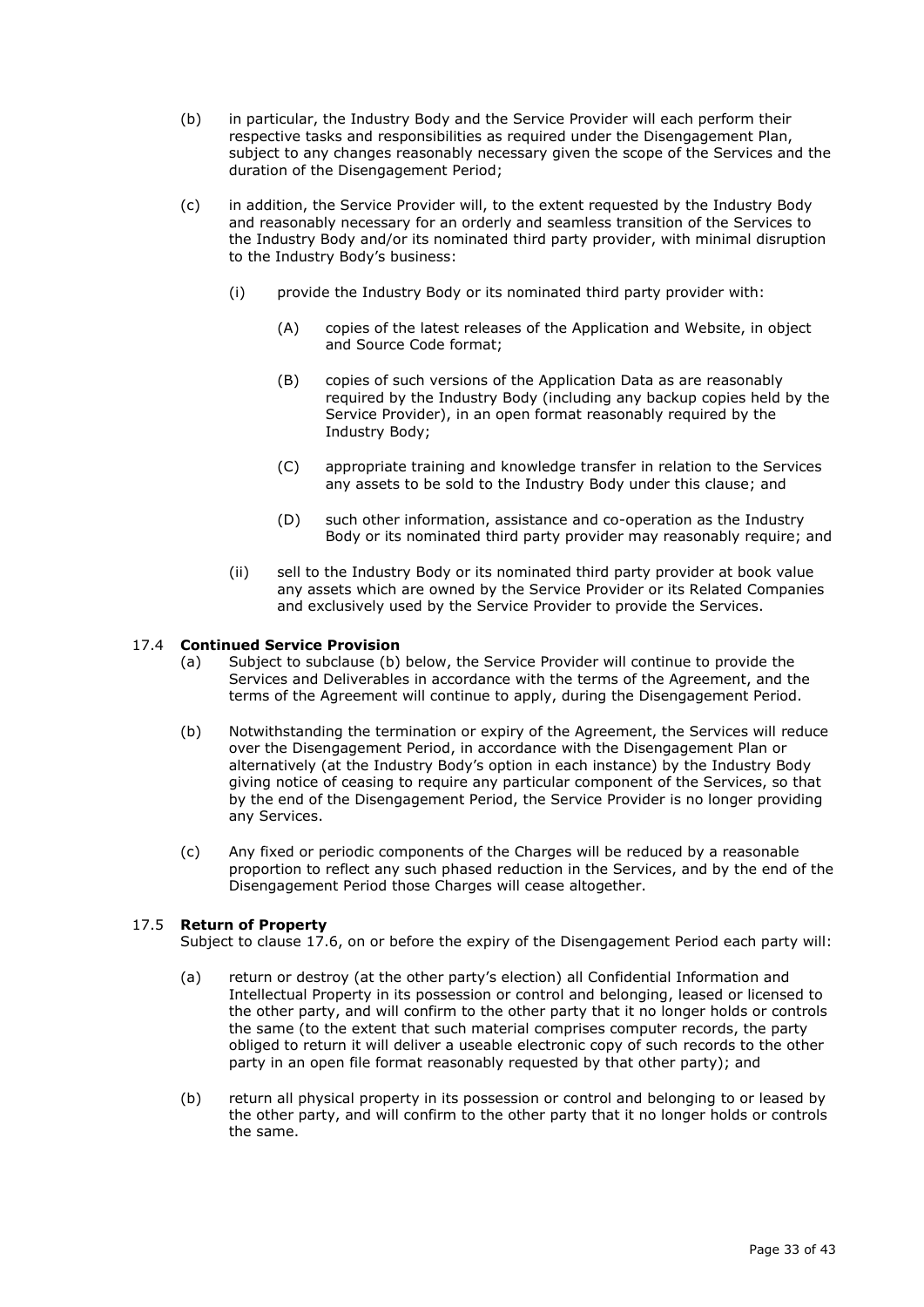(b) in particular, the Industry Body and the Service Provider will each perform their respective tasks and responsibilities as required under the Disengagement Plan, subject to any changes reasonably necessary given the scope of the Services and the duration of the Disengagement Period;

(c) in addition, the Service Provider will, to the extent requested by the Industry Body and reasonably necessary for an orderly and seamless transition of the Services to the Industry Body and/or its nominated third party provider, with minimal disruption to the Industry Body's business:

    (i) provide the Industry Body or its nominated third party provider with:

        (A) copies of the latest releases of the Application and Website, in object and Source Code format;

        (B) copies of such versions of the Application Data as are reasonably required by the Industry Body (including any backup copies held by the Service Provider), in an open format reasonably required by the Industry Body;

        (C) appropriate training and knowledge transfer in relation to the Services any assets to be sold to the Industry Body under this clause; and

        (D) such other information, assistance and co-operation as the Industry Body or its nominated third party provider may reasonably require; and

    (ii) sell to the Industry Body or its nominated third party provider at book value any assets which are owned by the Service Provider or its Related Companies and exclusively used by the Service Provider to provide the Services.

17.4 **Continued Service Provision**

(a) Subject to subclause (b) below, the Service Provider will continue to provide the Services and Deliverables in accordance with the terms of the Agreement, and the terms of the Agreement will continue to apply, during the Disengagement Period.

(b) Notwithstanding the termination or expiry of the Agreement, the Services will reduce over the Disengagement Period, in accordance with the Disengagement Plan or alternatively (at the Industry Body's option in each instance) by the Industry Body giving notice of ceasing to require any particular component of the Services, so that by the end of the Disengagement Period, the Service Provider is no longer providing any Services.

(c) Any fixed or periodic components of the Charges will be reduced by a reasonable proportion to reflect any such phased reduction in the Services, and by the end of the Disengagement Period those Charges will cease altogether.

17.5 **Return of Property**

Subject to clause 17.6, on or before the expiry of the Disengagement Period each party will:

(a) return or destroy (at the other party's election) all Confidential Information and Intellectual Property in its possession or control and belonging, leased or licensed to the other party, and will confirm to the other party that it no longer holds or controls the same (to the extent that such material comprises computer records, the party obliged to return it will deliver a useable electronic copy of such records to the other party in an open file format reasonably requested by that other party); and

(b) return all physical property in its possession or control and belonging to or leased by the other party, and will confirm to the other party that it no longer holds or controls the same.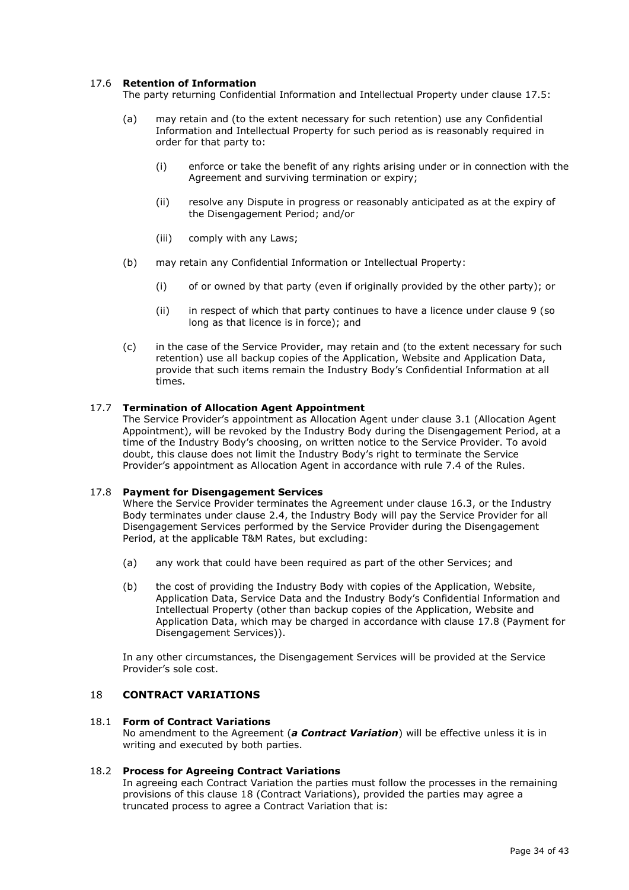### 17.6 **Retention of Information**

The party returning Confidential Information and Intellectual Property under clause 17.5:

(a) may retain and (to the extent necessary for such retention) use any Confidential Information and Intellectual Property for such period as is reasonably required in order for that party to:

  (i) enforce or take the benefit of any rights arising under or in connection with the Agreement and surviving termination or expiry;

  (ii) resolve any Dispute in progress or reasonably anticipated as at the expiry of the Disengagement Period; and/or

  (iii) comply with any Laws;

(b) may retain any Confidential Information or Intellectual Property:

  (i) of or owned by that party (even if originally provided by the other party); or

  (ii) in respect of which that party continues to have a licence under clause 9 (so long as that licence is in force); and

(c) in the case of the Service Provider, may retain and (to the extent necessary for such retention) use all backup copies of the Application, Website and Application Data, provide that such items remain the Industry Body's Confidential Information at all times.

### 17.7 **Termination of Allocation Agent Appointment**

The Service Provider's appointment as Allocation Agent under clause 3.1 (Allocation Agent Appointment), will be revoked by the Industry Body during the Disengagement Period, at a time of the Industry Body's choosing, on written notice to the Service Provider. To avoid doubt, this clause does not limit the Industry Body's right to terminate the Service Provider's appointment as Allocation Agent in accordance with rule 7.4 of the Rules.

### 17.8 **Payment for Disengagement Services**

Where the Service Provider terminates the Agreement under clause 16.3, or the Industry Body terminates under clause 2.4, the Industry Body will pay the Service Provider for all Disengagement Services performed by the Service Provider during the Disengagement Period, at the applicable T&M Rates, but excluding:

(a) any work that could have been required as part of the other Services; and

(b) the cost of providing the Industry Body with copies of the Application, Website, Application Data, Service Data and the Industry Body's Confidential Information and Intellectual Property (other than backup copies of the Application, Website and Application Data, which may be charged in accordance with clause 17.8 (Payment for Disengagement Services)).

In any other circumstances, the Disengagement Services will be provided at the Service Provider's sole cost.

## 18 **CONTRACT VARIATIONS**

### 18.1 **Form of Contract Variations**

No amendment to the Agreement (***a Contract Variation***) will be effective unless it is in writing and executed by both parties.

### 18.2 **Process for Agreeing Contract Variations**

In agreeing each Contract Variation the parties must follow the processes in the remaining provisions of this clause 18 (Contract Variations), provided the parties may agree a truncated process to agree a Contract Variation that is: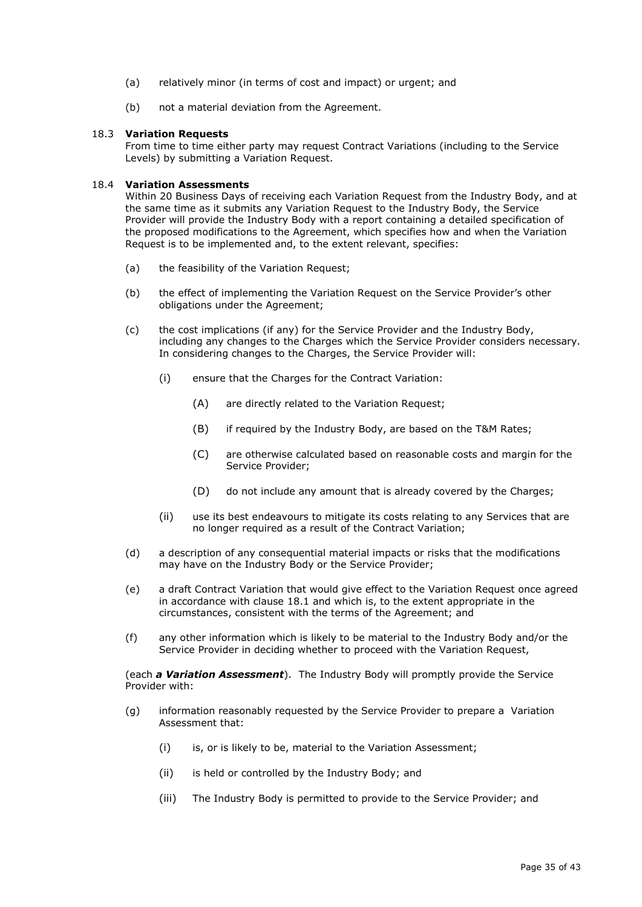(a) relatively minor (in terms of cost and impact) or urgent; and

(b) not a material deviation from the Agreement.

**18.3 Variation Requests**

From time to time either party may request Contract Variations (including to the Service Levels) by submitting a Variation Request.

**18.4 Variation Assessments**

Within 20 Business Days of receiving each Variation Request from the Industry Body, and at the same time as it submits any Variation Request to the Industry Body, the Service Provider will provide the Industry Body with a report containing a detailed specification of the proposed modifications to the Agreement, which specifies how and when the Variation Request is to be implemented and, to the extent relevant, specifies:

(a) the feasibility of the Variation Request;

(b) the effect of implementing the Variation Request on the Service Provider's other obligations under the Agreement;

(c) the cost implications (if any) for the Service Provider and the Industry Body, including any changes to the Charges which the Service Provider considers necessary. In considering changes to the Charges, the Service Provider will:

  (i) ensure that the Charges for the Contract Variation:

    (A) are directly related to the Variation Request;

    (B) if required by the Industry Body, are based on the T&M Rates;

    (C) are otherwise calculated based on reasonable costs and margin for the Service Provider;

    (D) do not include any amount that is already covered by the Charges;

  (ii) use its best endeavours to mitigate its costs relating to any Services that are no longer required as a result of the Contract Variation;

(d) a description of any consequential material impacts or risks that the modifications may have on the Industry Body or the Service Provider;

(e) a draft Contract Variation that would give effect to the Variation Request once agreed in accordance with clause 18.1 and which is, to the extent appropriate in the circumstances, consistent with the terms of the Agreement; and

(f) any other information which is likely to be material to the Industry Body and/or the Service Provider in deciding whether to proceed with the Variation Request,

(each ***a Variation Assessment***). The Industry Body will promptly provide the Service Provider with:

(g) information reasonably requested by the Service Provider to prepare a Variation Assessment that:

  (i) is, or is likely to be, material to the Variation Assessment;

  (ii) is held or controlled by the Industry Body; and

  (iii) The Industry Body is permitted to provide to the Service Provider; and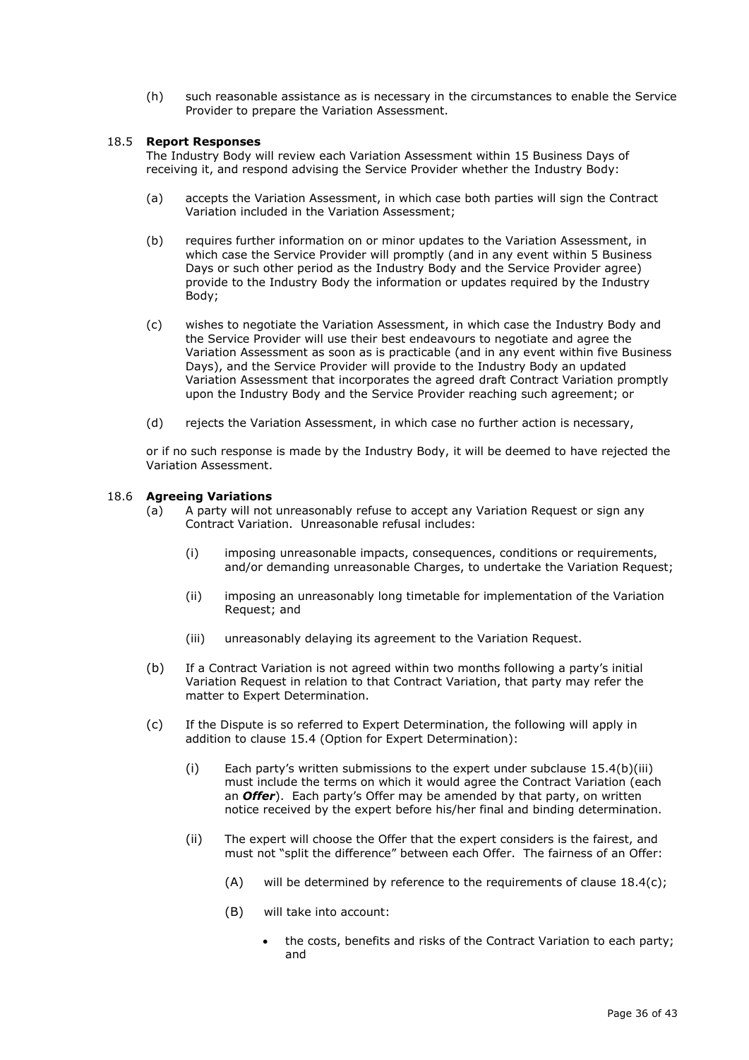(h) such reasonable assistance as is necessary in the circumstances to enable the Service Provider to prepare the Variation Assessment.

### 18.5 **Report Responses**

The Industry Body will review each Variation Assessment within 15 Business Days of receiving it, and respond advising the Service Provider whether the Industry Body:

(a) accepts the Variation Assessment, in which case both parties will sign the Contract Variation included in the Variation Assessment;

(b) requires further information on or minor updates to the Variation Assessment, in which case the Service Provider will promptly (and in any event within 5 Business Days or such other period as the Industry Body and the Service Provider agree) provide to the Industry Body the information or updates required by the Industry Body;

(c) wishes to negotiate the Variation Assessment, in which case the Industry Body and the Service Provider will use their best endeavours to negotiate and agree the Variation Assessment as soon as is practicable (and in any event within five Business Days), and the Service Provider will provide to the Industry Body an updated Variation Assessment that incorporates the agreed draft Contract Variation promptly upon the Industry Body and the Service Provider reaching such agreement; or

(d) rejects the Variation Assessment, in which case no further action is necessary,

or if no such response is made by the Industry Body, it will be deemed to have rejected the Variation Assessment.

### 18.6 **Agreeing Variations**

(a) A party will not unreasonably refuse to accept any Variation Request or sign any Contract Variation. Unreasonable refusal includes:

   (i) imposing unreasonable impacts, consequences, conditions or requirements, and/or demanding unreasonable Charges, to undertake the Variation Request;

   (ii) imposing an unreasonably long timetable for implementation of the Variation Request; and

   (iii) unreasonably delaying its agreement to the Variation Request.

(b) If a Contract Variation is not agreed within two months following a party's initial Variation Request in relation to that Contract Variation, that party may refer the matter to Expert Determination.

(c) If the Dispute is so referred to Expert Determination, the following will apply in addition to clause 15.4 (Option for Expert Determination):

   (i) Each party's written submissions to the expert under subclause 15.4(b)(iii) must include the terms on which it would agree the Contract Variation (each an ***Offer***). Each party's Offer may be amended by that party, on written notice received by the expert before his/her final and binding determination.

   (ii) The expert will choose the Offer that the expert considers is the fairest, and must not "split the difference" between each Offer. The fairness of an Offer:

      (A) will be determined by reference to the requirements of clause 18.4(c);

      (B) will take into account:

      - the costs, benefits and risks of the Contract Variation to each party; and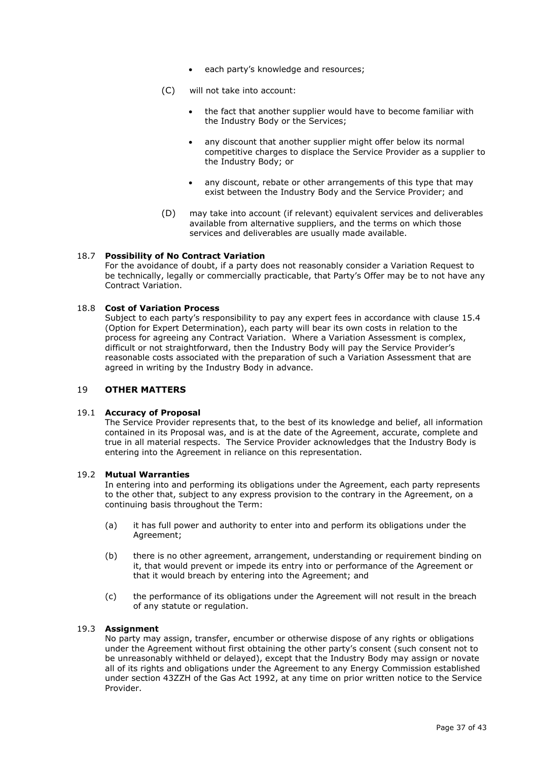- each party's knowledge and resources;

(C) will not take into account:

- the fact that another supplier would have to become familiar with the Industry Body or the Services;
- any discount that another supplier might offer below its normal competitive charges to displace the Service Provider as a supplier to the Industry Body; or
- any discount, rebate or other arrangements of this type that may exist between the Industry Body and the Service Provider; and

(D) may take into account (if relevant) equivalent services and deliverables available from alternative suppliers, and the terms on which those services and deliverables are usually made available.

### 18.7 Possibility of No Contract Variation

For the avoidance of doubt, if a party does not reasonably consider a Variation Request to be technically, legally or commercially practicable, that Party's Offer may be to not have any Contract Variation.

### 18.8 Cost of Variation Process

Subject to each party's responsibility to pay any expert fees in accordance with clause 15.4 (Option for Expert Determination), each party will bear its own costs in relation to the process for agreeing any Contract Variation. Where a Variation Assessment is complex, difficult or not straightforward, then the Industry Body will pay the Service Provider's reasonable costs associated with the preparation of such a Variation Assessment that are agreed in writing by the Industry Body in advance.

## 19 OTHER MATTERS

### 19.1 Accuracy of Proposal

The Service Provider represents that, to the best of its knowledge and belief, all information contained in its Proposal was, and is at the date of the Agreement, accurate, complete and true in all material respects. The Service Provider acknowledges that the Industry Body is entering into the Agreement in reliance on this representation.

### 19.2 Mutual Warranties

In entering into and performing its obligations under the Agreement, each party represents to the other that, subject to any express provision to the contrary in the Agreement, on a continuing basis throughout the Term:

(a) it has full power and authority to enter into and perform its obligations under the Agreement;

(b) there is no other agreement, arrangement, understanding or requirement binding on it, that would prevent or impede its entry into or performance of the Agreement or that it would breach by entering into the Agreement; and

(c) the performance of its obligations under the Agreement will not result in the breach of any statute or regulation.

### 19.3 Assignment

No party may assign, transfer, encumber or otherwise dispose of any rights or obligations under the Agreement without first obtaining the other party's consent (such consent not to be unreasonably withheld or delayed), except that the Industry Body may assign or novate all of its rights and obligations under the Agreement to any Energy Commission established under section 43ZZH of the Gas Act 1992, at any time on prior written notice to the Service Provider.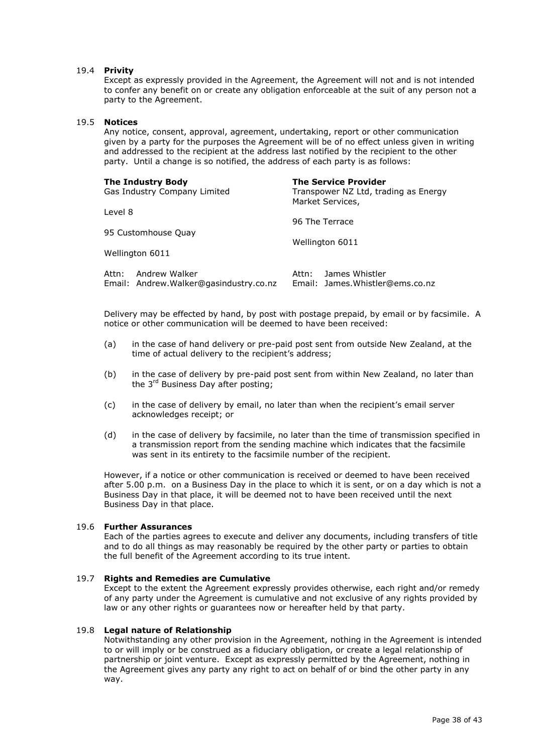### 19.4 **Privity**

Except as expressly provided in the Agreement, the Agreement will not and is not intended to confer any benefit on or create any obligation enforceable at the suit of any person not a party to the Agreement.

### 19.5 **Notices**

Any notice, consent, approval, agreement, undertaking, report or other communication given by a party for the purposes the Agreement will be of no effect unless given in writing and addressed to the recipient at the address last notified by the recipient to the other party. Until a change is so notified, the address of each party is as follows:

| **The Industry Body** | **The Service Provider** |
|---|---|
| Gas Industry Company Limited | Transpower NZ Ltd, trading as Energy Market Services, |
| Level 8 | 96 The Terrace |
| 95 Customhouse Quay | Wellington 6011 |
| Wellington 6011 | |
| Attn: Andrew Walker | Attn: James Whistler |
| Email: Andrew.Walker@gasindustry.co.nz | Email: James.Whistler@ems.co.nz |

Delivery may be effected by hand, by post with postage prepaid, by email or by facsimile. A notice or other communication will be deemed to have been received:

(a) in the case of hand delivery or pre-paid post sent from outside New Zealand, at the time of actual delivery to the recipient's address;

(b) in the case of delivery by pre-paid post sent from within New Zealand, no later than the 3rd Business Day after posting;

(c) in the case of delivery by email, no later than when the recipient's email server acknowledges receipt; or

(d) in the case of delivery by facsimile, no later than the time of transmission specified in a transmission report from the sending machine which indicates that the facsimile was sent in its entirety to the facsimile number of the recipient.

However, if a notice or other communication is received or deemed to have been received after 5.00 p.m. on a Business Day in the place to which it is sent, or on a day which is not a Business Day in that place, it will be deemed not to have been received until the next Business Day in that place.

### 19.6 **Further Assurances**

Each of the parties agrees to execute and deliver any documents, including transfers of title and to do all things as may reasonably be required by the other party or parties to obtain the full benefit of the Agreement according to its true intent.

### 19.7 **Rights and Remedies are Cumulative**

Except to the extent the Agreement expressly provides otherwise, each right and/or remedy of any party under the Agreement is cumulative and not exclusive of any rights provided by law or any other rights or guarantees now or hereafter held by that party.

### 19.8 **Legal nature of Relationship**

Notwithstanding any other provision in the Agreement, nothing in the Agreement is intended to or will imply or be construed as a fiduciary obligation, or create a legal relationship of partnership or joint venture. Except as expressly permitted by the Agreement, nothing in the Agreement gives any party any right to act on behalf of or bind the other party in any way.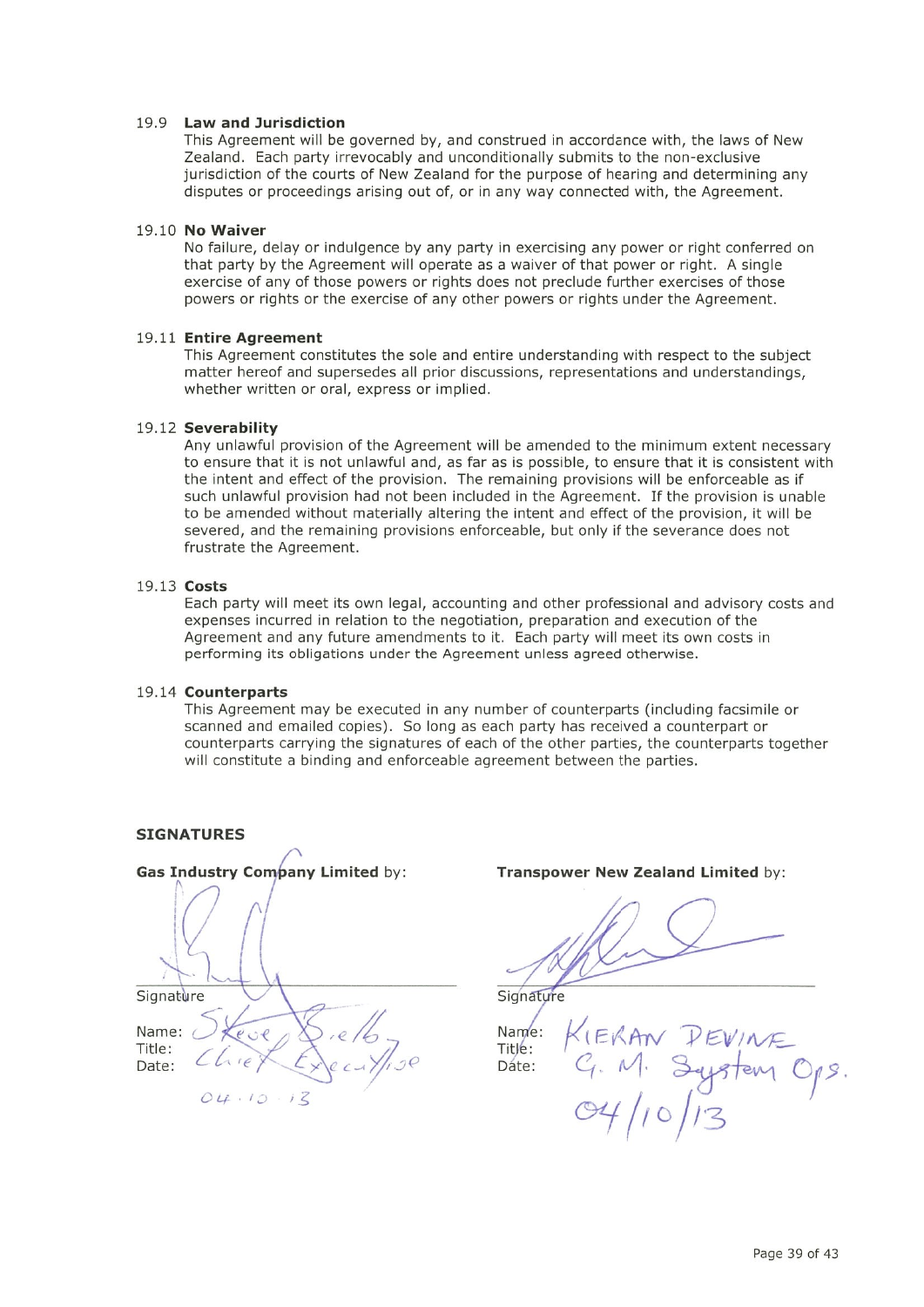### 19.9 Law and Jurisdiction

This Agreement will be governed by, and construed in accordance with, the laws of New Zealand. Each party irrevocably and unconditionally submits to the non-exclusive jurisdiction of the courts of New Zealand for the purpose of hearing and determining any disputes or proceedings arising out of, or in any way connected with, the Agreement.

### 19.10 No Waiver

No failure, delay or indulgence by any party in exercising any power or right conferred on that party by the Agreement will operate as a waiver of that power or right. A single exercise of any of those powers or rights does not preclude further exercises of those powers or rights or the exercise of any other powers or rights under the Agreement.

### 19.11 Entire Agreement

This Agreement constitutes the sole and entire understanding with respect to the subject matter hereof and supersedes all prior discussions, representations and understandings, whether written or oral, express or implied.

### 19.12 Severability

Any unlawful provision of the Agreement will be amended to the minimum extent necessary to ensure that it is not unlawful and, as far as is possible, to ensure that it is consistent with the intent and effect of the provision. The remaining provisions will be enforceable as if such unlawful provision had not been included in the Agreement. If the provision is unable to be amended without materially altering the intent and effect of the provision, it will be severed, and the remaining provisions enforceable, but only if the severance does not frustrate the Agreement.

### 19.13 Costs

Each party will meet its own legal, accounting and other professional and advisory costs and expenses incurred in relation to the negotiation, preparation and execution of the Agreement and any future amendments to it. Each party will meet its own costs in performing its obligations under the Agreement unless agreed otherwise.

### 19.14 Counterparts

This Agreement may be executed in any number of counterparts (including facsimile or scanned and emailed copies). So long as each party has received a counterpart or counterparts carrying the signatures of each of the other parties, the counterparts together will constitute a binding and enforceable agreement between the parties.

## SIGNATURES

**Gas Industry Company Limited** by:

Signature

Name: Steve Bielby
Title: Chief Executive
Date: 04.10.13

**Transpower New Zealand Limited** by:

Signature

Name: KIERAN DEVINE
Title: G. M. System Ops.
Date: 04/10/13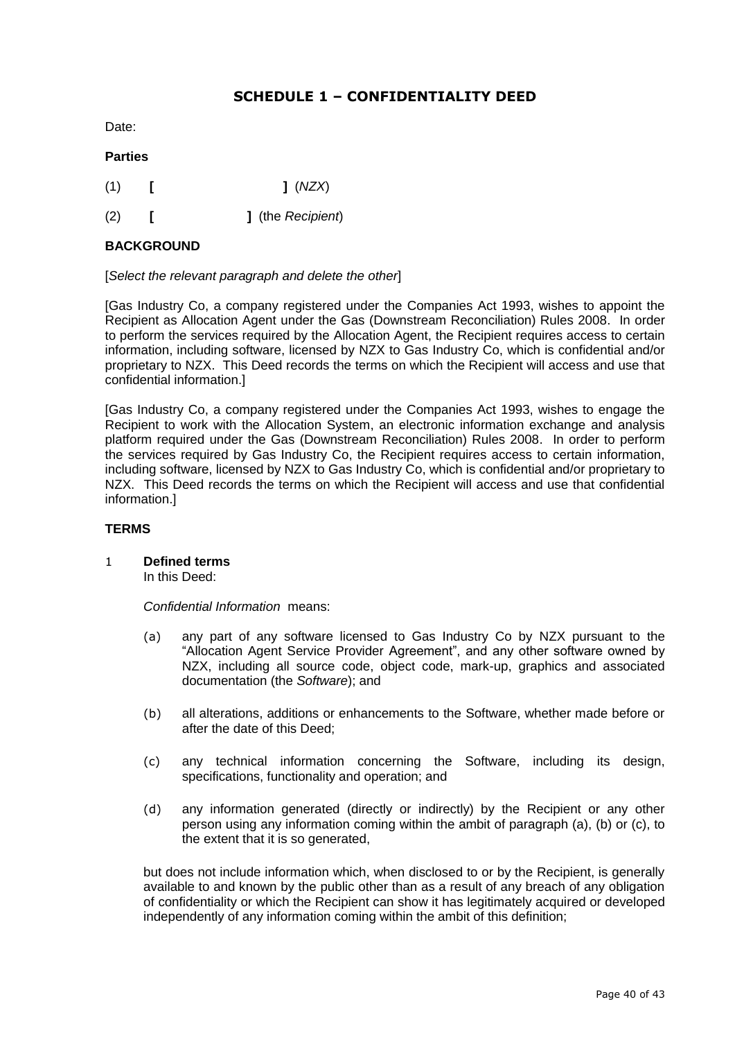## SCHEDULE 1 – CONFIDENTIALITY DEED

Date:

**Parties**

(1) **[ ]** (*NZX*)

(2) **[ ]** (the *Recipient*)

**BACKGROUND**

[*Select the relevant paragraph and delete the other*]

[Gas Industry Co, a company registered under the Companies Act 1993, wishes to appoint the Recipient as Allocation Agent under the Gas (Downstream Reconciliation) Rules 2008. In order to perform the services required by the Allocation Agent, the Recipient requires access to certain information, including software, licensed by NZX to Gas Industry Co, which is confidential and/or proprietary to NZX. This Deed records the terms on which the Recipient will access and use that confidential information.]

[Gas Industry Co, a company registered under the Companies Act 1993, wishes to engage the Recipient to work with the Allocation System, an electronic information exchange and analysis platform required under the Gas (Downstream Reconciliation) Rules 2008. In order to perform the services required by Gas Industry Co, the Recipient requires access to certain information, including software, licensed by NZX to Gas Industry Co, which is confidential and/or proprietary to NZX. This Deed records the terms on which the Recipient will access and use that confidential information.]

**TERMS**

1 **Defined terms**

In this Deed:

*Confidential Information* means:

(a) any part of any software licensed to Gas Industry Co by NZX pursuant to the "Allocation Agent Service Provider Agreement", and any other software owned by NZX, including all source code, object code, mark-up, graphics and associated documentation (the *Software*); and

(b) all alterations, additions or enhancements to the Software, whether made before or after the date of this Deed;

(c) any technical information concerning the Software, including its design, specifications, functionality and operation; and

(d) any information generated (directly or indirectly) by the Recipient or any other person using any information coming within the ambit of paragraph (a), (b) or (c), to the extent that it is so generated,

but does not include information which, when disclosed to or by the Recipient, is generally available to and known by the public other than as a result of any breach of any obligation of confidentiality or which the Recipient can show it has legitimately acquired or developed independently of any information coming within the ambit of this definition;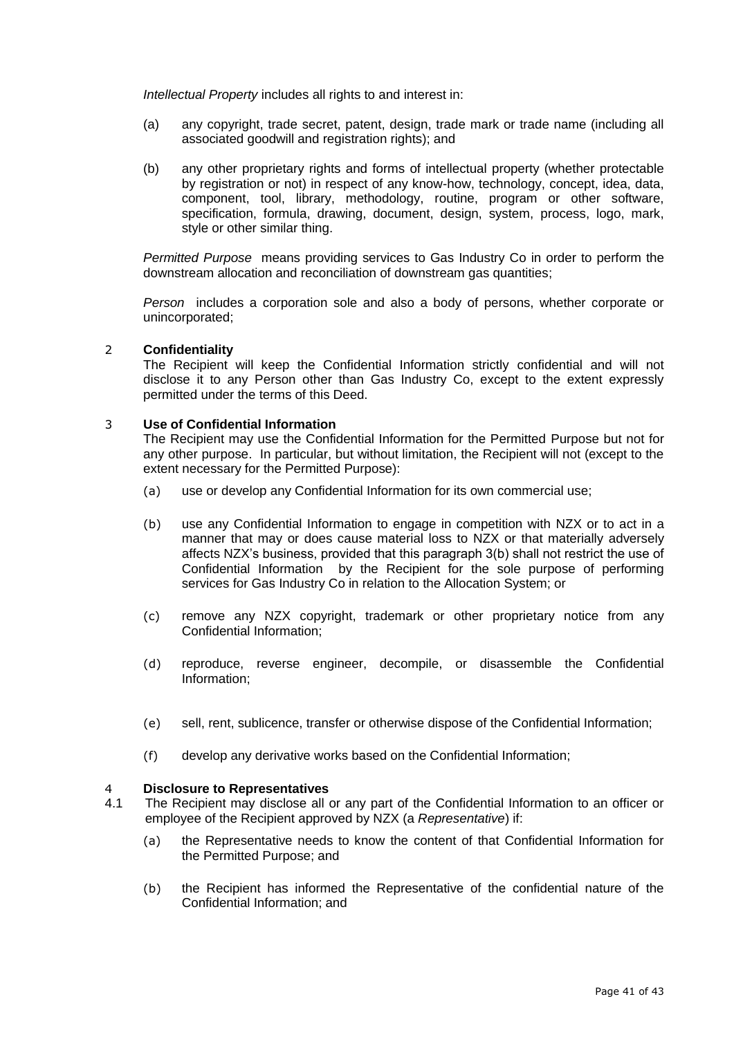*Intellectual Property* includes all rights to and interest in:

(a) any copyright, trade secret, patent, design, trade mark or trade name (including all associated goodwill and registration rights); and

(b) any other proprietary rights and forms of intellectual property (whether protectable by registration or not) in respect of any know-how, technology, concept, idea, data, component, tool, library, methodology, routine, program or other software, specification, formula, drawing, document, design, system, process, logo, mark, style or other similar thing.

*Permitted Purpose* means providing services to Gas Industry Co in order to perform the downstream allocation and reconciliation of downstream gas quantities;

*Person* includes a corporation sole and also a body of persons, whether corporate or unincorporated;

## 2 Confidentiality

The Recipient will keep the Confidential Information strictly confidential and will not disclose it to any Person other than Gas Industry Co, except to the extent expressly permitted under the terms of this Deed.

## 3 Use of Confidential Information

The Recipient may use the Confidential Information for the Permitted Purpose but not for any other purpose. In particular, but without limitation, the Recipient will not (except to the extent necessary for the Permitted Purpose):

(a) use or develop any Confidential Information for its own commercial use;

(b) use any Confidential Information to engage in competition with NZX or to act in a manner that may or does cause material loss to NZX or that materially adversely affects NZX's business, provided that this paragraph 3(b) shall not restrict the use of Confidential Information by the Recipient for the sole purpose of performing services for Gas Industry Co in relation to the Allocation System; or

(c) remove any NZX copyright, trademark or other proprietary notice from any Confidential Information;

(d) reproduce, reverse engineer, decompile, or disassemble the Confidential Information;

(e) sell, rent, sublicence, transfer or otherwise dispose of the Confidential Information;

(f) develop any derivative works based on the Confidential Information;

## 4 Disclosure to Representatives

4.1 The Recipient may disclose all or any part of the Confidential Information to an officer or employee of the Recipient approved by NZX (a *Representative*) if:

(a) the Representative needs to know the content of that Confidential Information for the Permitted Purpose; and

(b) the Recipient has informed the Representative of the confidential nature of the Confidential Information; and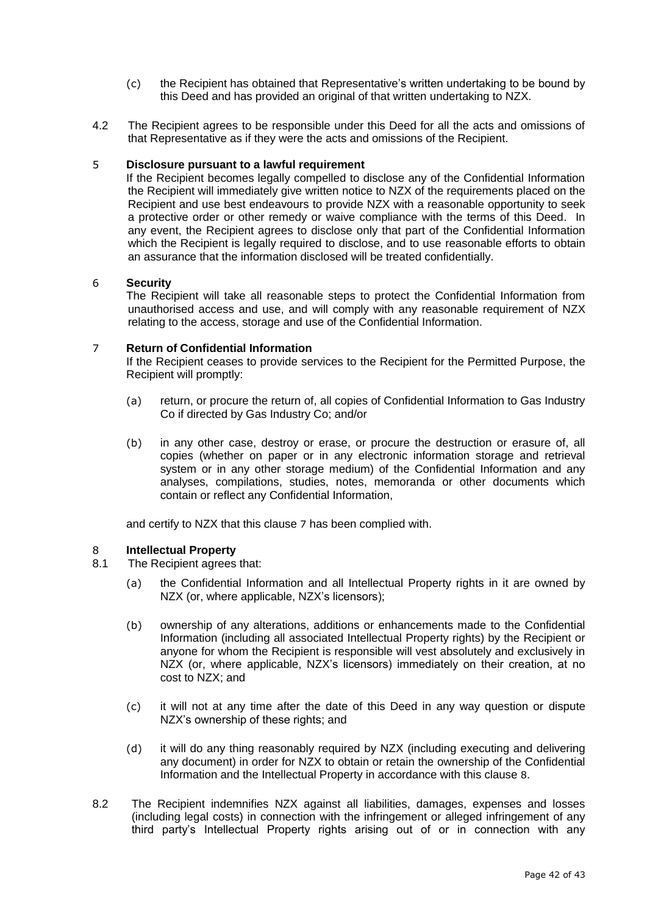(c) the Recipient has obtained that Representative's written undertaking to be bound by this Deed and has provided an original of that written undertaking to NZX.

4.2 The Recipient agrees to be responsible under this Deed for all the acts and omissions of that Representative as if they were the acts and omissions of the Recipient.

**5 Disclosure pursuant to a lawful requirement**

If the Recipient becomes legally compelled to disclose any of the Confidential Information the Recipient will immediately give written notice to NZX of the requirements placed on the Recipient and use best endeavours to provide NZX with a reasonable opportunity to seek a protective order or other remedy or waive compliance with the terms of this Deed. In any event, the Recipient agrees to disclose only that part of the Confidential Information which the Recipient is legally required to disclose, and to use reasonable efforts to obtain an assurance that the information disclosed will be treated confidentially.

**6 Security**

The Recipient will take all reasonable steps to protect the Confidential Information from unauthorised access and use, and will comply with any reasonable requirement of NZX relating to the access, storage and use of the Confidential Information.

**7 Return of Confidential Information**

If the Recipient ceases to provide services to the Recipient for the Permitted Purpose, the Recipient will promptly:

(a) return, or procure the return of, all copies of Confidential Information to Gas Industry Co if directed by Gas Industry Co; and/or

(b) in any other case, destroy or erase, or procure the destruction or erasure of, all copies (whether on paper or in any electronic information storage and retrieval system or in any other storage medium) of the Confidential Information and any analyses, compilations, studies, notes, memoranda or other documents which contain or reflect any Confidential Information,

and certify to NZX that this clause 7 has been complied with.

**8 Intellectual Property**

8.1 The Recipient agrees that:

(a) the Confidential Information and all Intellectual Property rights in it are owned by NZX (or, where applicable, NZX's licensors);

(b) ownership of any alterations, additions or enhancements made to the Confidential Information (including all associated Intellectual Property rights) by the Recipient or anyone for whom the Recipient is responsible will vest absolutely and exclusively in NZX (or, where applicable, NZX's licensors) immediately on their creation, at no cost to NZX; and

(c) it will not at any time after the date of this Deed in any way question or dispute NZX's ownership of these rights; and

(d) it will do any thing reasonably required by NZX (including executing and delivering any document) in order for NZX to obtain or retain the ownership of the Confidential Information and the Intellectual Property in accordance with this clause 8.

8.2 The Recipient indemnifies NZX against all liabilities, damages, expenses and losses (including legal costs) in connection with the infringement or alleged infringement of any third party's Intellectual Property rights arising out of or in connection with any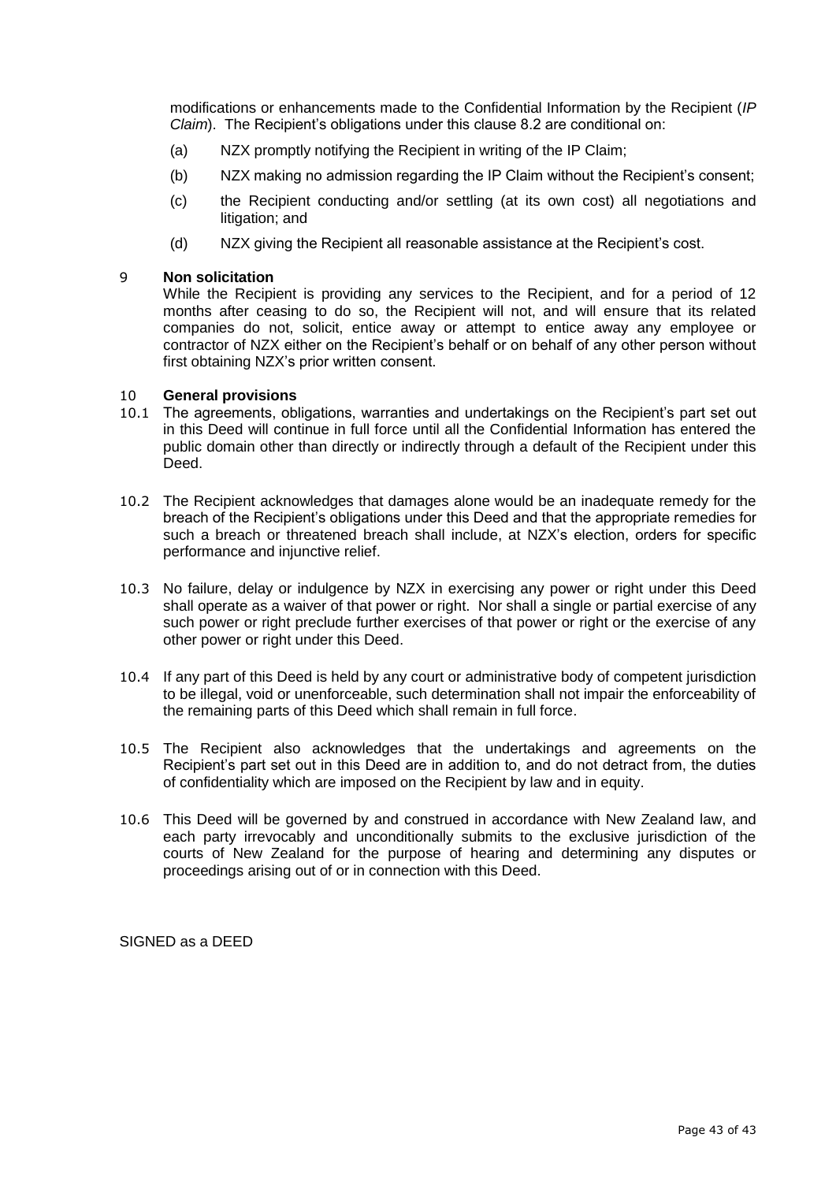modifications or enhancements made to the Confidential Information by the Recipient (*IP Claim*). The Recipient's obligations under this clause 8.2 are conditional on:

(a) NZX promptly notifying the Recipient in writing of the IP Claim;

(b) NZX making no admission regarding the IP Claim without the Recipient's consent;

(c) the Recipient conducting and/or settling (at its own cost) all negotiations and litigation; and

(d) NZX giving the Recipient all reasonable assistance at the Recipient's cost.

## 9 Non solicitation

While the Recipient is providing any services to the Recipient, and for a period of 12 months after ceasing to do so, the Recipient will not, and will ensure that its related companies do not, solicit, entice away or attempt to entice away any employee or contractor of NZX either on the Recipient's behalf or on behalf of any other person without first obtaining NZX's prior written consent.

## 10 General provisions

10.1 The agreements, obligations, warranties and undertakings on the Recipient's part set out in this Deed will continue in full force until all the Confidential Information has entered the public domain other than directly or indirectly through a default of the Recipient under this Deed.

10.2 The Recipient acknowledges that damages alone would be an inadequate remedy for the breach of the Recipient's obligations under this Deed and that the appropriate remedies for such a breach or threatened breach shall include, at NZX's election, orders for specific performance and injunctive relief.

10.3 No failure, delay or indulgence by NZX in exercising any power or right under this Deed shall operate as a waiver of that power or right. Nor shall a single or partial exercise of any such power or right preclude further exercises of that power or right or the exercise of any other power or right under this Deed.

10.4 If any part of this Deed is held by any court or administrative body of competent jurisdiction to be illegal, void or unenforceable, such determination shall not impair the enforceability of the remaining parts of this Deed which shall remain in full force.

10.5 The Recipient also acknowledges that the undertakings and agreements on the Recipient's part set out in this Deed are in addition to, and do not detract from, the duties of confidentiality which are imposed on the Recipient by law and in equity.

10.6 This Deed will be governed by and construed in accordance with New Zealand law, and each party irrevocably and unconditionally submits to the exclusive jurisdiction of the courts of New Zealand for the purpose of hearing and determining any disputes or proceedings arising out of or in connection with this Deed.

SIGNED as a DEED